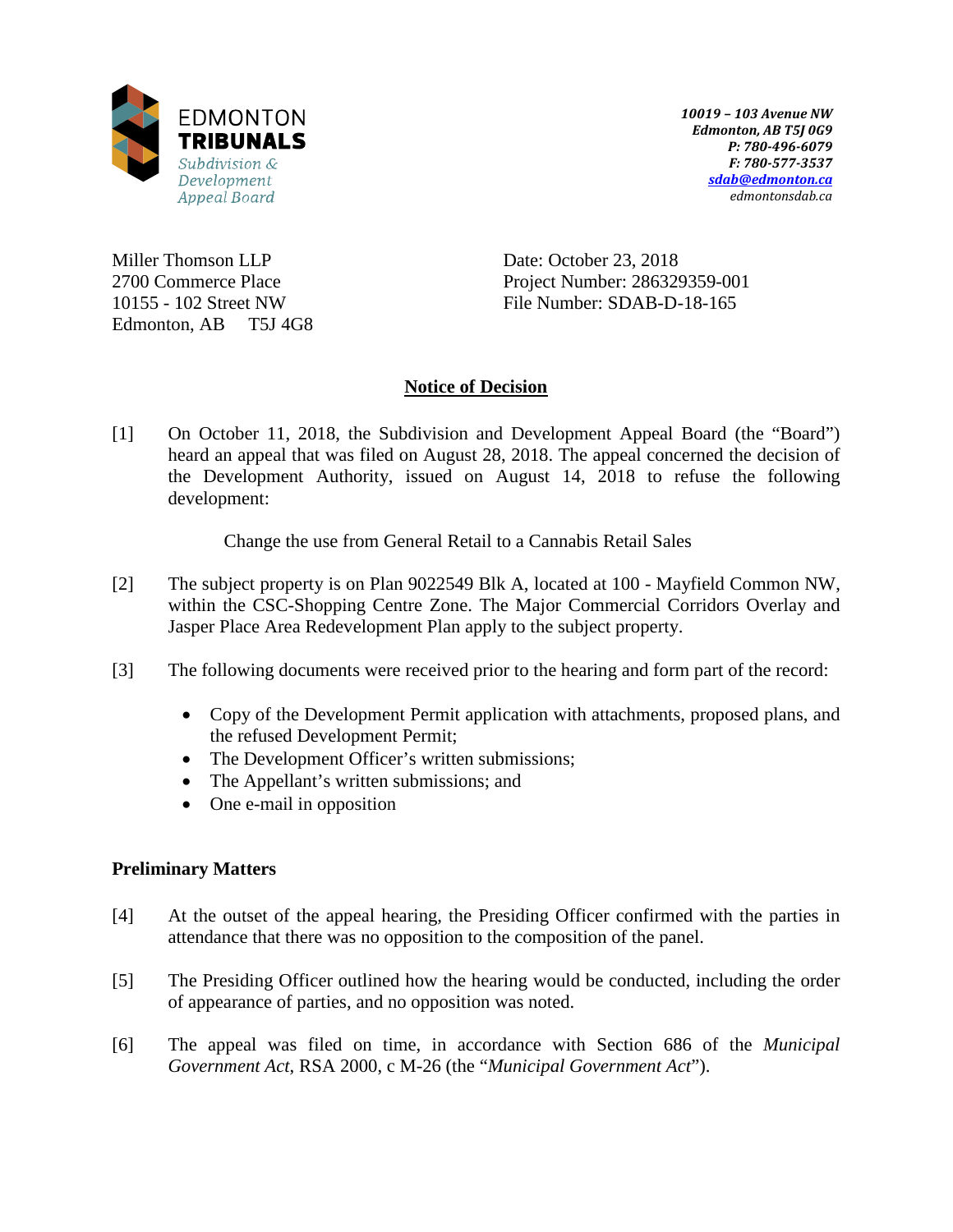EDMONTON
**TRIBUNALS**
*Subdivision & Development Appeal Board*

*10019 – 103 Avenue NW*
*Edmonton, AB T5J 0G9*
*P: 780-496-6079*
*F: 780-577-3537*
*sdab@edmonton.ca*
*edmontonsdab.ca*

Miller Thomson LLP
2700 Commerce Place
10155 - 102 Street NW
Edmonton, AB T5J 4G8

Date: October 23, 2018
Project Number: 286329359-001
File Number: SDAB-D-18-165

## Notice of Decision

[1] On October 11, 2018, the Subdivision and Development Appeal Board (the "Board") heard an appeal that was filed on August 28, 2018. The appeal concerned the decision of the Development Authority, issued on August 14, 2018 to refuse the following development:

Change the use from General Retail to a Cannabis Retail Sales

[2] The subject property is on Plan 9022549 Blk A, located at 100 - Mayfield Common NW, within the CSC-Shopping Centre Zone. The Major Commercial Corridors Overlay and Jasper Place Area Redevelopment Plan apply to the subject property.

[3] The following documents were received prior to the hearing and form part of the record:

- Copy of the Development Permit application with attachments, proposed plans, and the refused Development Permit;
- The Development Officer's written submissions;
- The Appellant's written submissions; and
- One e-mail in opposition

### Preliminary Matters

[4] At the outset of the appeal hearing, the Presiding Officer confirmed with the parties in attendance that there was no opposition to the composition of the panel.

[5] The Presiding Officer outlined how the hearing would be conducted, including the order of appearance of parties, and no opposition was noted.

[6] The appeal was filed on time, in accordance with Section 686 of the *Municipal Government Act*, RSA 2000, c M-26 (the "*Municipal Government Act*").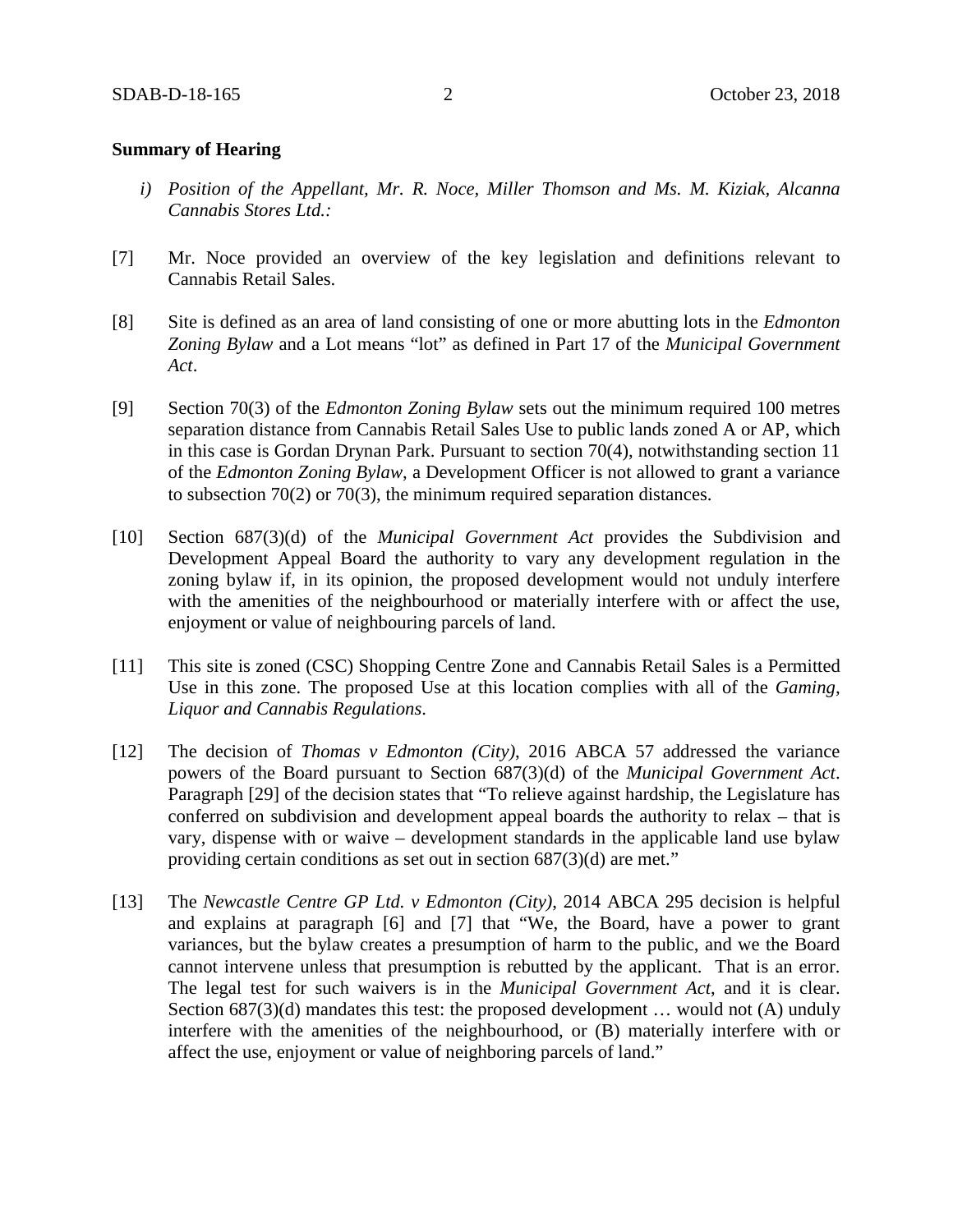**Summary of Hearing**

*i) Position of the Appellant, Mr. R. Noce, Miller Thomson and Ms. M. Kiziak, Alcanna Cannabis Stores Ltd.:*

[7] Mr. Noce provided an overview of the key legislation and definitions relevant to Cannabis Retail Sales.

[8] Site is defined as an area of land consisting of one or more abutting lots in the *Edmonton Zoning Bylaw* and a Lot means "lot" as defined in Part 17 of the *Municipal Government Act*.

[9] Section 70(3) of the *Edmonton Zoning Bylaw* sets out the minimum required 100 metres separation distance from Cannabis Retail Sales Use to public lands zoned A or AP, which in this case is Gordan Drynan Park. Pursuant to section 70(4), notwithstanding section 11 of the *Edmonton Zoning Bylaw*, a Development Officer is not allowed to grant a variance to subsection 70(2) or 70(3), the minimum required separation distances.

[10] Section 687(3)(d) of the *Municipal Government Act* provides the Subdivision and Development Appeal Board the authority to vary any development regulation in the zoning bylaw if, in its opinion, the proposed development would not unduly interfere with the amenities of the neighbourhood or materially interfere with or affect the use, enjoyment or value of neighbouring parcels of land.

[11] This site is zoned (CSC) Shopping Centre Zone and Cannabis Retail Sales is a Permitted Use in this zone. The proposed Use at this location complies with all of the *Gaming, Liquor and Cannabis Regulations*.

[12] The decision of *Thomas v Edmonton (City)*, 2016 ABCA 57 addressed the variance powers of the Board pursuant to Section 687(3)(d) of the *Municipal Government Act*. Paragraph [29] of the decision states that "To relieve against hardship, the Legislature has conferred on subdivision and development appeal boards the authority to relax – that is vary, dispense with or waive – development standards in the applicable land use bylaw providing certain conditions as set out in section 687(3)(d) are met."

[13] The *Newcastle Centre GP Ltd. v Edmonton (City)*, 2014 ABCA 295 decision is helpful and explains at paragraph [6] and [7] that "We, the Board, have a power to grant variances, but the bylaw creates a presumption of harm to the public, and we the Board cannot intervene unless that presumption is rebutted by the applicant. That is an error. The legal test for such waivers is in the *Municipal Government Act*, and it is clear. Section 687(3)(d) mandates this test: the proposed development … would not (A) unduly interfere with the amenities of the neighbourhood, or (B) materially interfere with or affect the use, enjoyment or value of neighboring parcels of land."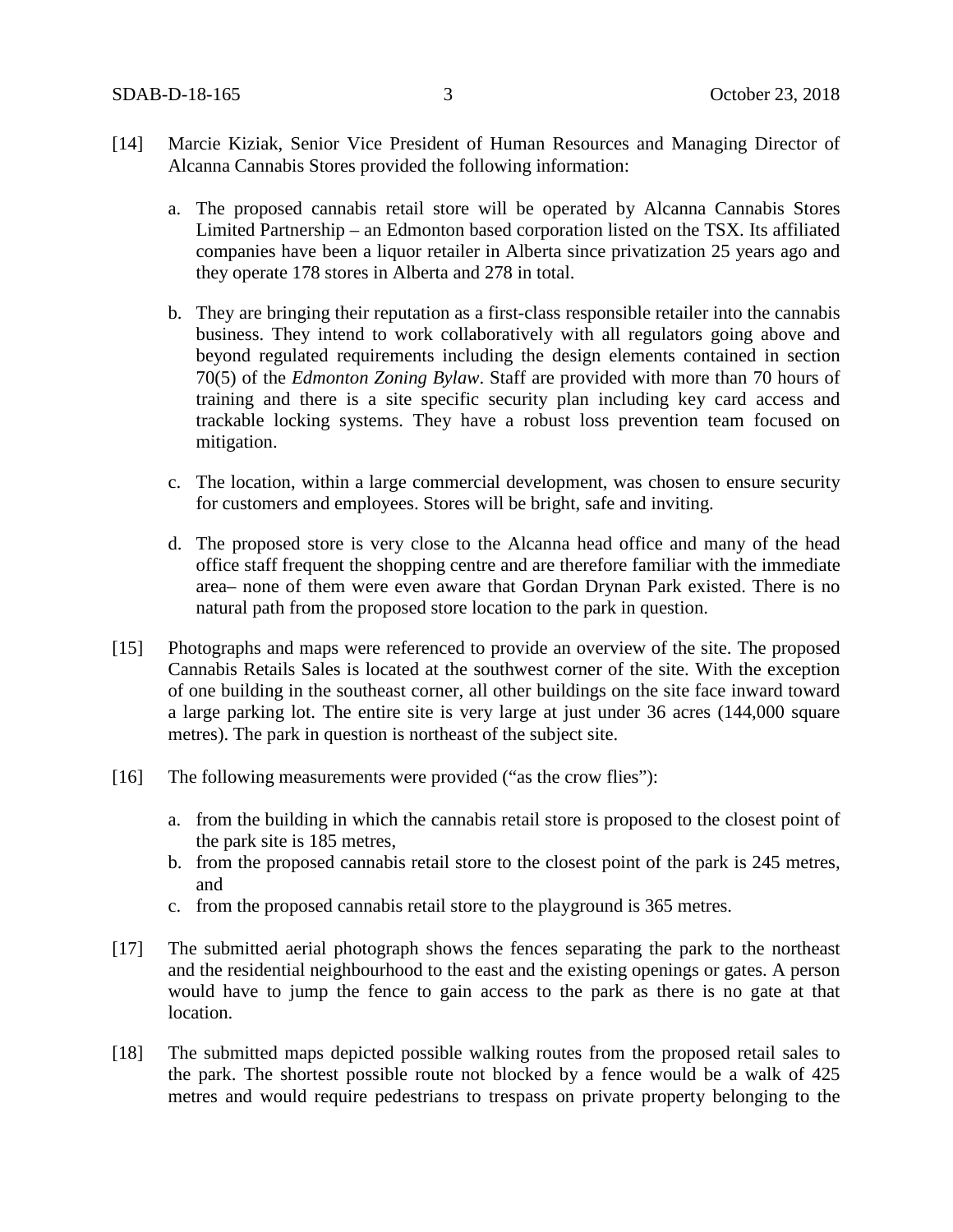[14] Marcie Kiziak, Senior Vice President of Human Resources and Managing Director of Alcanna Cannabis Stores provided the following information:

a. The proposed cannabis retail store will be operated by Alcanna Cannabis Stores Limited Partnership – an Edmonton based corporation listed on the TSX. Its affiliated companies have been a liquor retailer in Alberta since privatization 25 years ago and they operate 178 stores in Alberta and 278 in total.

b. They are bringing their reputation as a first-class responsible retailer into the cannabis business. They intend to work collaboratively with all regulators going above and beyond regulated requirements including the design elements contained in section 70(5) of the *Edmonton Zoning Bylaw*. Staff are provided with more than 70 hours of training and there is a site specific security plan including key card access and trackable locking systems. They have a robust loss prevention team focused on mitigation.

c. The location, within a large commercial development, was chosen to ensure security for customers and employees. Stores will be bright, safe and inviting.

d. The proposed store is very close to the Alcanna head office and many of the head office staff frequent the shopping centre and are therefore familiar with the immediate area– none of them were even aware that Gordan Drynan Park existed. There is no natural path from the proposed store location to the park in question.

[15] Photographs and maps were referenced to provide an overview of the site. The proposed Cannabis Retails Sales is located at the southwest corner of the site. With the exception of one building in the southeast corner, all other buildings on the site face inward toward a large parking lot. The entire site is very large at just under 36 acres (144,000 square metres). The park in question is northeast of the subject site.

[16] The following measurements were provided ("as the crow flies"):

a. from the building in which the cannabis retail store is proposed to the closest point of the park site is 185 metres,
b. from the proposed cannabis retail store to the closest point of the park is 245 metres, and
c. from the proposed cannabis retail store to the playground is 365 metres.

[17] The submitted aerial photograph shows the fences separating the park to the northeast and the residential neighbourhood to the east and the existing openings or gates. A person would have to jump the fence to gain access to the park as there is no gate at that location.

[18] The submitted maps depicted possible walking routes from the proposed retail sales to the park. The shortest possible route not blocked by a fence would be a walk of 425 metres and would require pedestrians to trespass on private property belonging to the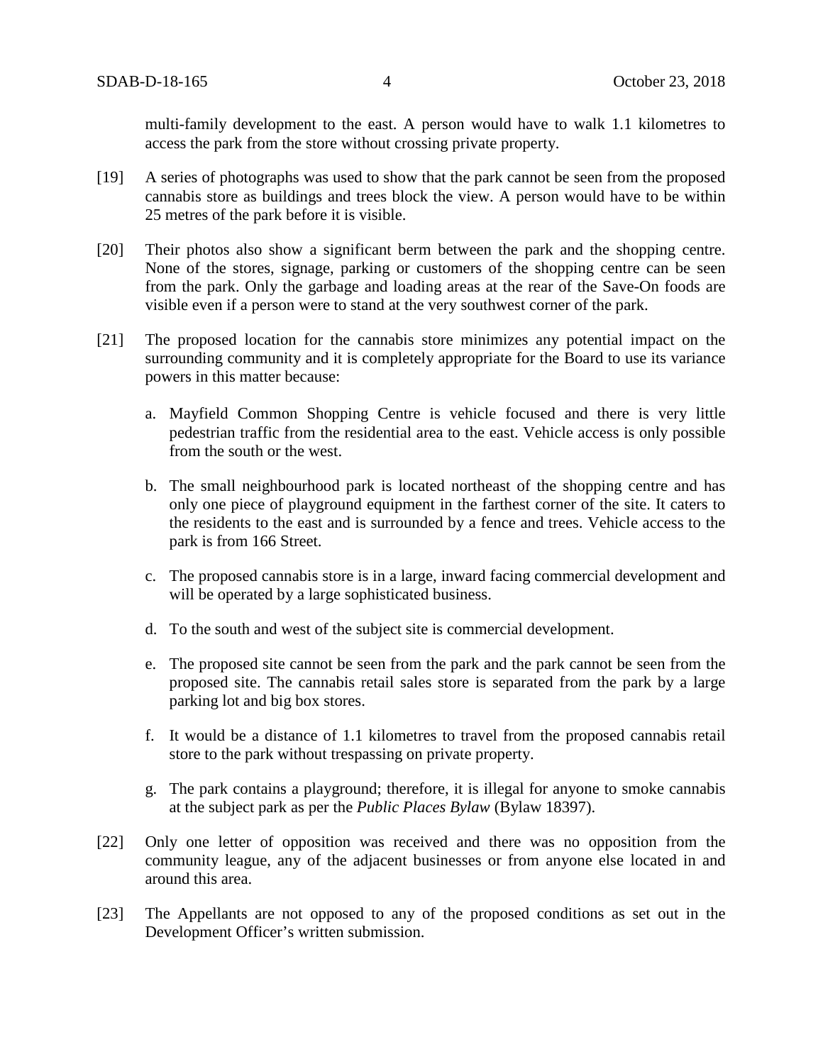multi-family development to the east. A person would have to walk 1.1 kilometres to access the park from the store without crossing private property.

[19] A series of photographs was used to show that the park cannot be seen from the proposed cannabis store as buildings and trees block the view. A person would have to be within 25 metres of the park before it is visible.

[20] Their photos also show a significant berm between the park and the shopping centre. None of the stores, signage, parking or customers of the shopping centre can be seen from the park. Only the garbage and loading areas at the rear of the Save-On foods are visible even if a person were to stand at the very southwest corner of the park.

[21] The proposed location for the cannabis store minimizes any potential impact on the surrounding community and it is completely appropriate for the Board to use its variance powers in this matter because:

a. Mayfield Common Shopping Centre is vehicle focused and there is very little pedestrian traffic from the residential area to the east. Vehicle access is only possible from the south or the west.

b. The small neighbourhood park is located northeast of the shopping centre and has only one piece of playground equipment in the farthest corner of the site. It caters to the residents to the east and is surrounded by a fence and trees. Vehicle access to the park is from 166 Street.

c. The proposed cannabis store is in a large, inward facing commercial development and will be operated by a large sophisticated business.

d. To the south and west of the subject site is commercial development.

e. The proposed site cannot be seen from the park and the park cannot be seen from the proposed site. The cannabis retail sales store is separated from the park by a large parking lot and big box stores.

f. It would be a distance of 1.1 kilometres to travel from the proposed cannabis retail store to the park without trespassing on private property.

g. The park contains a playground; therefore, it is illegal for anyone to smoke cannabis at the subject park as per the *Public Places Bylaw* (Bylaw 18397).

[22] Only one letter of opposition was received and there was no opposition from the community league, any of the adjacent businesses or from anyone else located in and around this area.

[23] The Appellants are not opposed to any of the proposed conditions as set out in the Development Officer's written submission.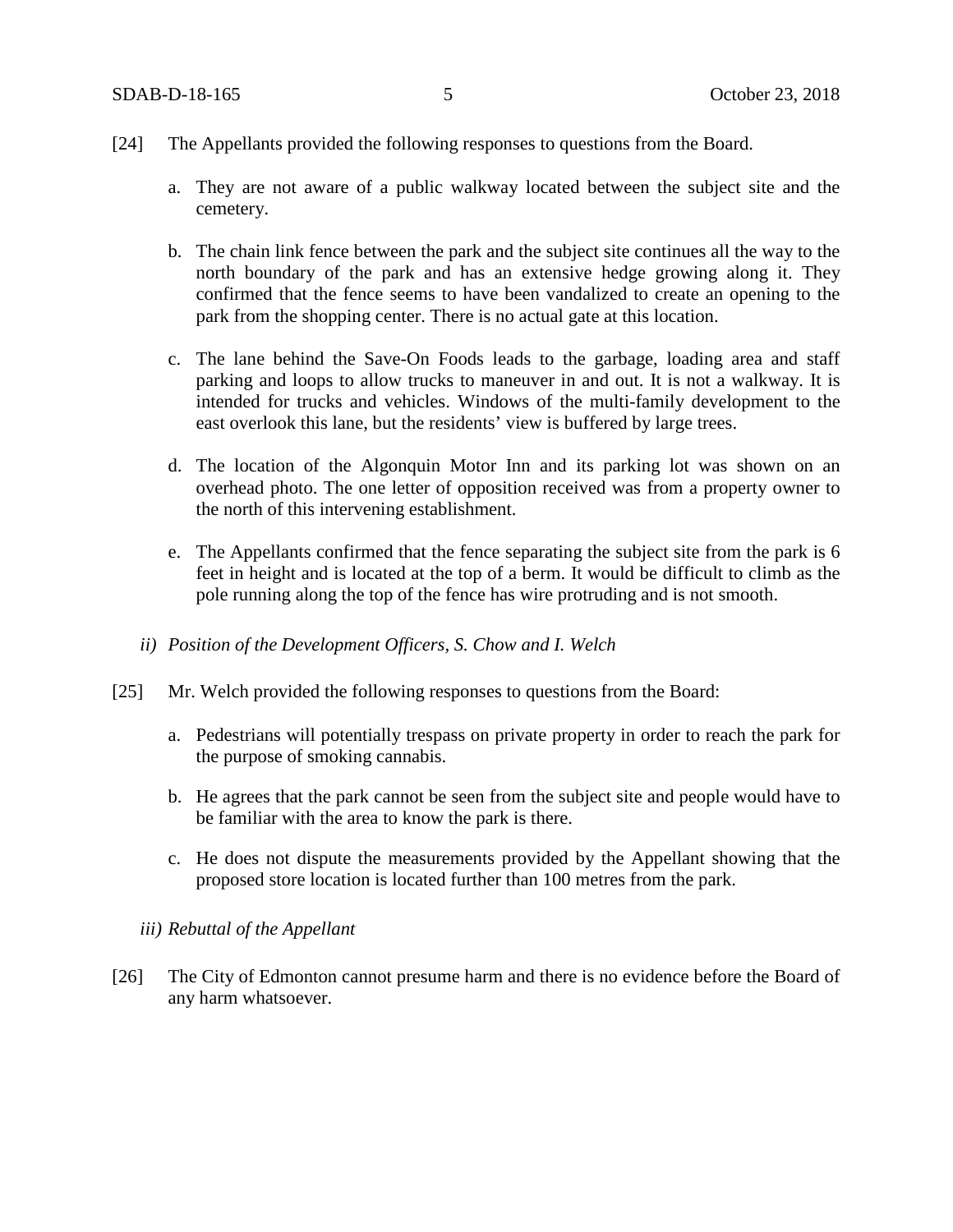[24] The Appellants provided the following responses to questions from the Board.

a. They are not aware of a public walkway located between the subject site and the cemetery.

b. The chain link fence between the park and the subject site continues all the way to the north boundary of the park and has an extensive hedge growing along it. They confirmed that the fence seems to have been vandalized to create an opening to the park from the shopping center. There is no actual gate at this location.

c. The lane behind the Save-On Foods leads to the garbage, loading area and staff parking and loops to allow trucks to maneuver in and out. It is not a walkway. It is intended for trucks and vehicles. Windows of the multi-family development to the east overlook this lane, but the residents' view is buffered by large trees.

d. The location of the Algonquin Motor Inn and its parking lot was shown on an overhead photo. The one letter of opposition received was from a property owner to the north of this intervening establishment.

e. The Appellants confirmed that the fence separating the subject site from the park is 6 feet in height and is located at the top of a berm. It would be difficult to climb as the pole running along the top of the fence has wire protruding and is not smooth.

*ii) Position of the Development Officers, S. Chow and I. Welch*

[25] Mr. Welch provided the following responses to questions from the Board:

a. Pedestrians will potentially trespass on private property in order to reach the park for the purpose of smoking cannabis.

b. He agrees that the park cannot be seen from the subject site and people would have to be familiar with the area to know the park is there.

c. He does not dispute the measurements provided by the Appellant showing that the proposed store location is located further than 100 metres from the park.

*iii) Rebuttal of the Appellant*

[26] The City of Edmonton cannot presume harm and there is no evidence before the Board of any harm whatsoever.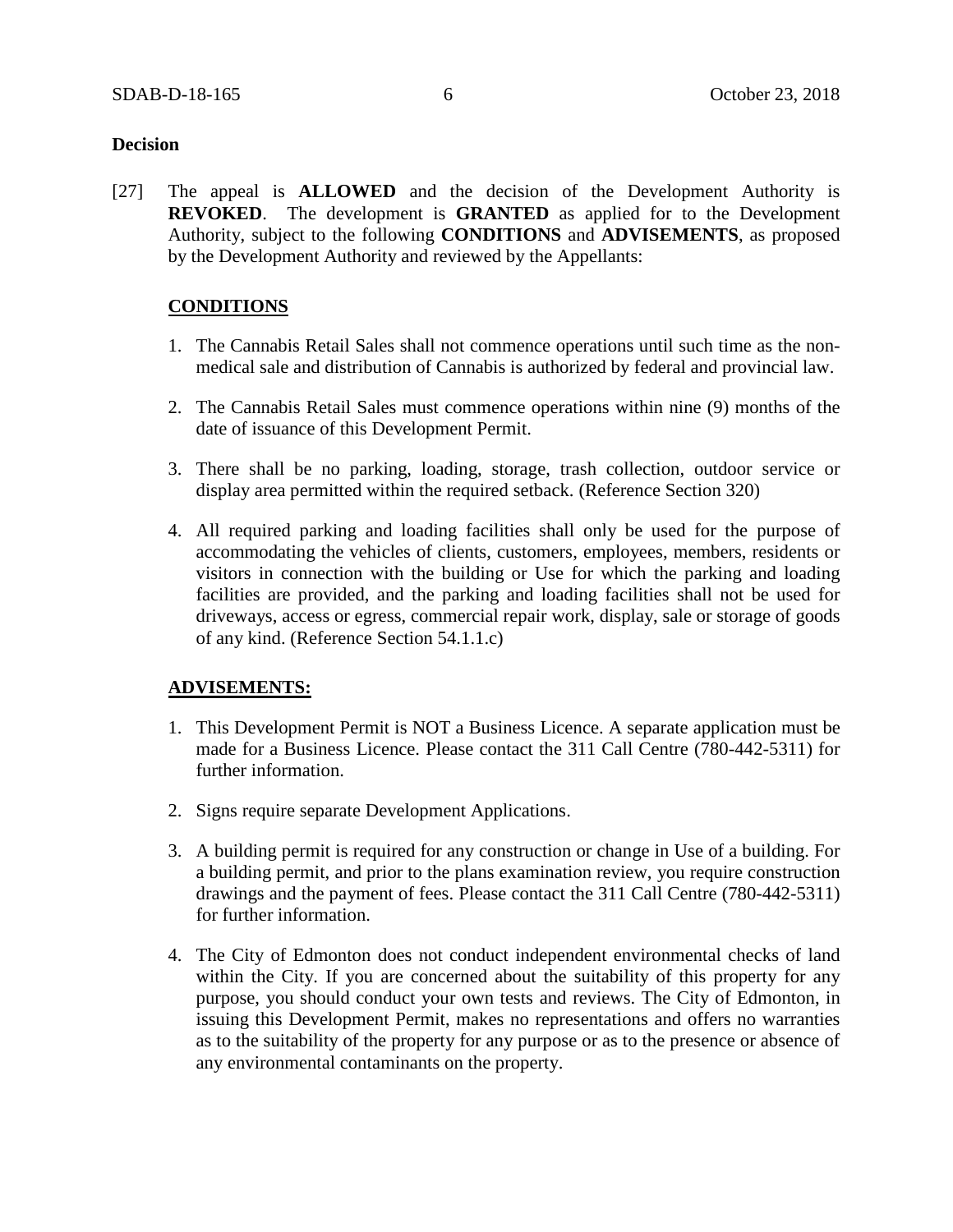**Decision**

[27] The appeal is **ALLOWED** and the decision of the Development Authority is **REVOKED**. The development is **GRANTED** as applied for to the Development Authority, subject to the following **CONDITIONS** and **ADVISEMENTS**, as proposed by the Development Authority and reviewed by the Appellants:

**CONDITIONS**

1. The Cannabis Retail Sales shall not commence operations until such time as the non-medical sale and distribution of Cannabis is authorized by federal and provincial law.

2. The Cannabis Retail Sales must commence operations within nine (9) months of the date of issuance of this Development Permit.

3. There shall be no parking, loading, storage, trash collection, outdoor service or display area permitted within the required setback. (Reference Section 320)

4. All required parking and loading facilities shall only be used for the purpose of accommodating the vehicles of clients, customers, employees, members, residents or visitors in connection with the building or Use for which the parking and loading facilities are provided, and the parking and loading facilities shall not be used for driveways, access or egress, commercial repair work, display, sale or storage of goods of any kind. (Reference Section 54.1.1.c)

**ADVISEMENTS:**

1. This Development Permit is NOT a Business Licence. A separate application must be made for a Business Licence. Please contact the 311 Call Centre (780-442-5311) for further information.

2. Signs require separate Development Applications.

3. A building permit is required for any construction or change in Use of a building. For a building permit, and prior to the plans examination review, you require construction drawings and the payment of fees. Please contact the 311 Call Centre (780-442-5311) for further information.

4. The City of Edmonton does not conduct independent environmental checks of land within the City. If you are concerned about the suitability of this property for any purpose, you should conduct your own tests and reviews. The City of Edmonton, in issuing this Development Permit, makes no representations and offers no warranties as to the suitability of the property for any purpose or as to the presence or absence of any environmental contaminants on the property.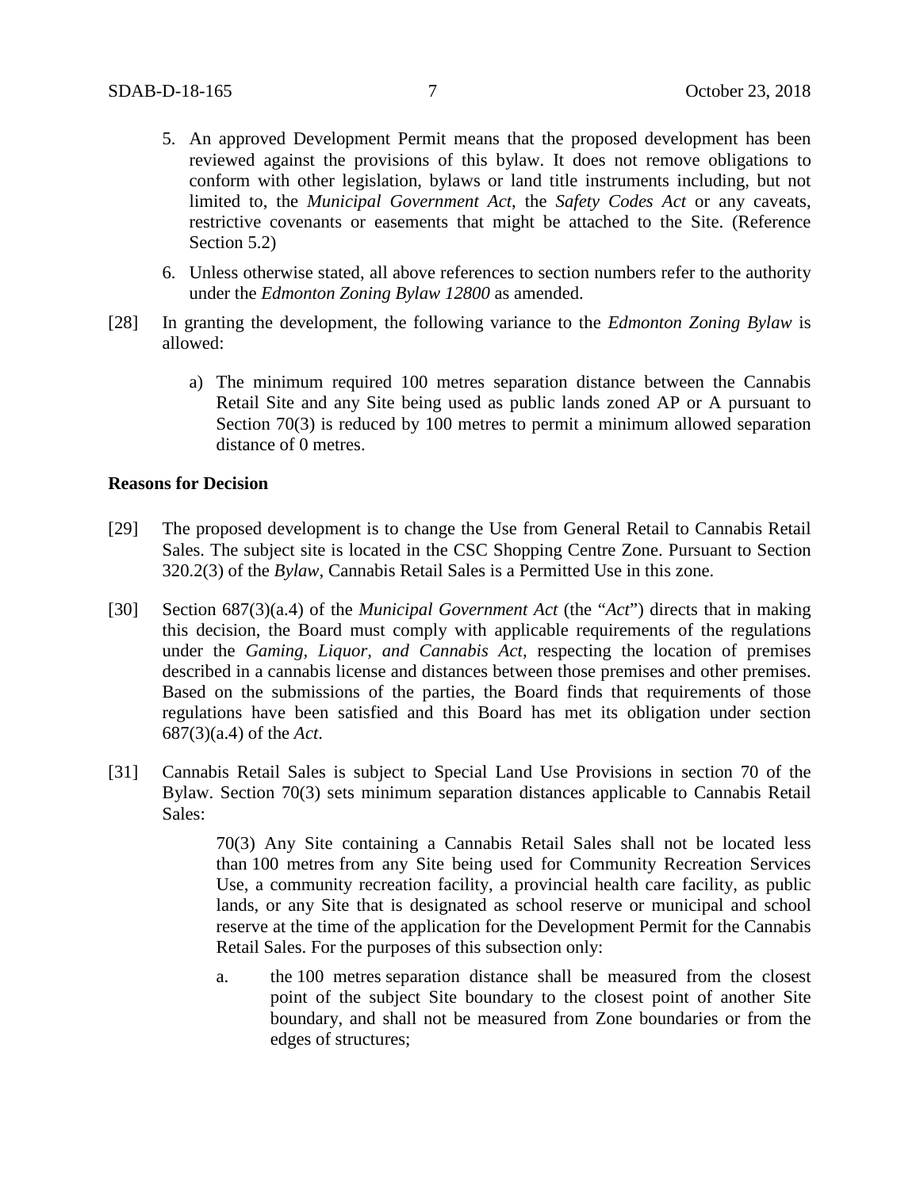5. An approved Development Permit means that the proposed development has been reviewed against the provisions of this bylaw. It does not remove obligations to conform with other legislation, bylaws or land title instruments including, but not limited to, the *Municipal Government Act*, the *Safety Codes Act* or any caveats, restrictive covenants or easements that might be attached to the Site. (Reference Section 5.2)

6. Unless otherwise stated, all above references to section numbers refer to the authority under the *Edmonton Zoning Bylaw 12800* as amended.

[28] In granting the development, the following variance to the *Edmonton Zoning Bylaw* is allowed:

a) The minimum required 100 metres separation distance between the Cannabis Retail Site and any Site being used as public lands zoned AP or A pursuant to Section 70(3) is reduced by 100 metres to permit a minimum allowed separation distance of 0 metres.

**Reasons for Decision**

[29] The proposed development is to change the Use from General Retail to Cannabis Retail Sales. The subject site is located in the CSC Shopping Centre Zone. Pursuant to Section 320.2(3) of the *Bylaw*, Cannabis Retail Sales is a Permitted Use in this zone.

[30] Section 687(3)(a.4) of the *Municipal Government Act* (the "*Act*") directs that in making this decision, the Board must comply with applicable requirements of the regulations under the *Gaming, Liquor, and Cannabis Act,* respecting the location of premises described in a cannabis license and distances between those premises and other premises. Based on the submissions of the parties, the Board finds that requirements of those regulations have been satisfied and this Board has met its obligation under section 687(3)(a.4) of the *Act*.

[31] Cannabis Retail Sales is subject to Special Land Use Provisions in section 70 of the Bylaw. Section 70(3) sets minimum separation distances applicable to Cannabis Retail Sales:

> 70(3) Any Site containing a Cannabis Retail Sales shall not be located less than 100 metres from any Site being used for Community Recreation Services Use, a community recreation facility, a provincial health care facility, as public lands, or any Site that is designated as school reserve or municipal and school reserve at the time of the application for the Development Permit for the Cannabis Retail Sales. For the purposes of this subsection only:
>
> a. the 100 metres separation distance shall be measured from the closest point of the subject Site boundary to the closest point of another Site boundary, and shall not be measured from Zone boundaries or from the edges of structures;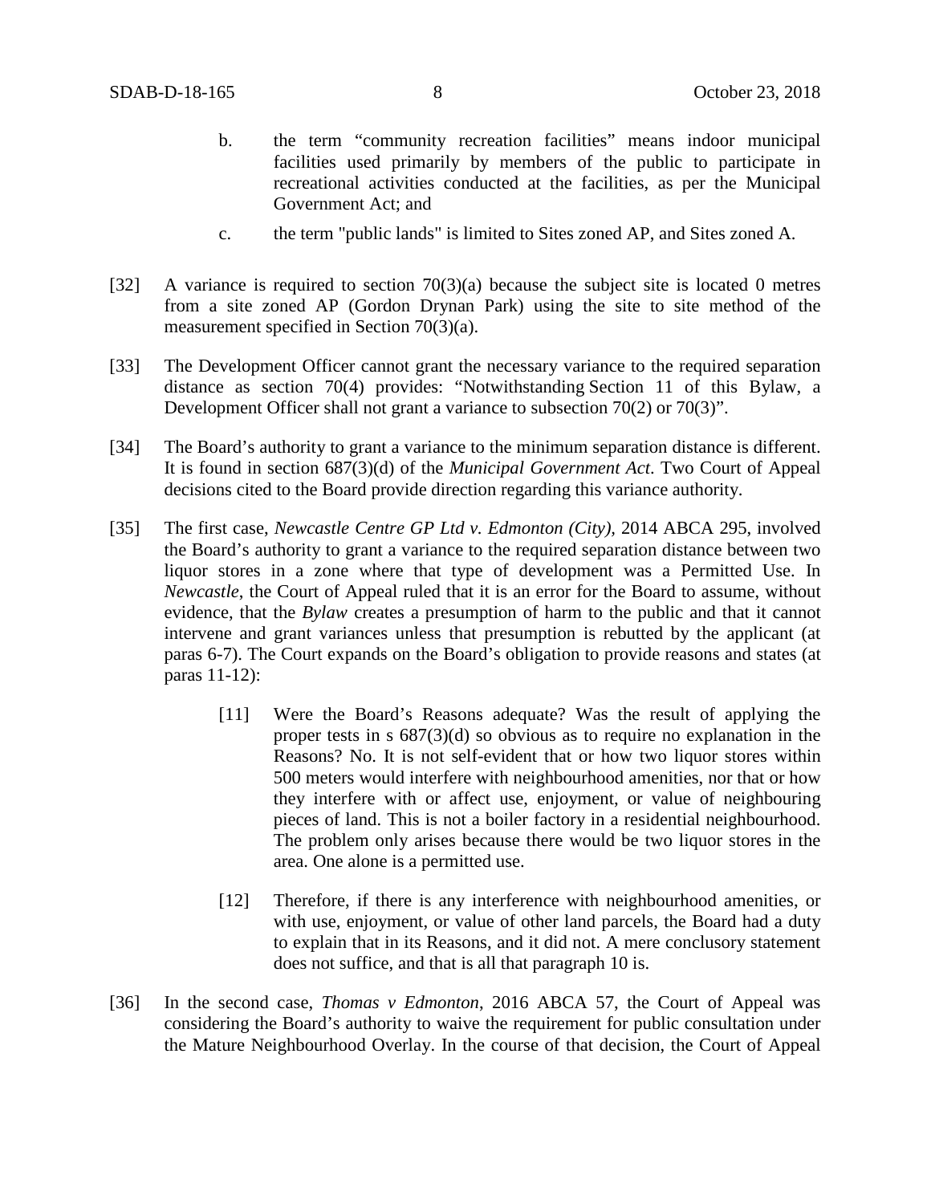b. the term "community recreation facilities" means indoor municipal facilities used primarily by members of the public to participate in recreational activities conducted at the facilities, as per the Municipal Government Act; and

c. the term "public lands" is limited to Sites zoned AP, and Sites zoned A.

[32] A variance is required to section 70(3)(a) because the subject site is located 0 metres from a site zoned AP (Gordon Drynan Park) using the site to site method of the measurement specified in Section 70(3)(a).

[33] The Development Officer cannot grant the necessary variance to the required separation distance as section 70(4) provides: "Notwithstanding Section 11 of this Bylaw, a Development Officer shall not grant a variance to subsection 70(2) or 70(3)".

[34] The Board's authority to grant a variance to the minimum separation distance is different. It is found in section 687(3)(d) of the *Municipal Government Act*. Two Court of Appeal decisions cited to the Board provide direction regarding this variance authority.

[35] The first case, *Newcastle Centre GP Ltd v. Edmonton (City)*, 2014 ABCA 295, involved the Board's authority to grant a variance to the required separation distance between two liquor stores in a zone where that type of development was a Permitted Use. In *Newcastle*, the Court of Appeal ruled that it is an error for the Board to assume, without evidence, that the *Bylaw* creates a presumption of harm to the public and that it cannot intervene and grant variances unless that presumption is rebutted by the applicant (at paras 6-7). The Court expands on the Board's obligation to provide reasons and states (at paras 11-12):

> [11] Were the Board's Reasons adequate? Was the result of applying the proper tests in s 687(3)(d) so obvious as to require no explanation in the Reasons? No. It is not self-evident that or how two liquor stores within 500 meters would interfere with neighbourhood amenities, nor that or how they interfere with or affect use, enjoyment, or value of neighbouring pieces of land. This is not a boiler factory in a residential neighbourhood. The problem only arises because there would be two liquor stores in the area. One alone is a permitted use.
>
> [12] Therefore, if there is any interference with neighbourhood amenities, or with use, enjoyment, or value of other land parcels, the Board had a duty to explain that in its Reasons, and it did not. A mere conclusory statement does not suffice, and that is all that paragraph 10 is.

[36] In the second case, *Thomas v Edmonton*, 2016 ABCA 57, the Court of Appeal was considering the Board's authority to waive the requirement for public consultation under the Mature Neighbourhood Overlay. In the course of that decision, the Court of Appeal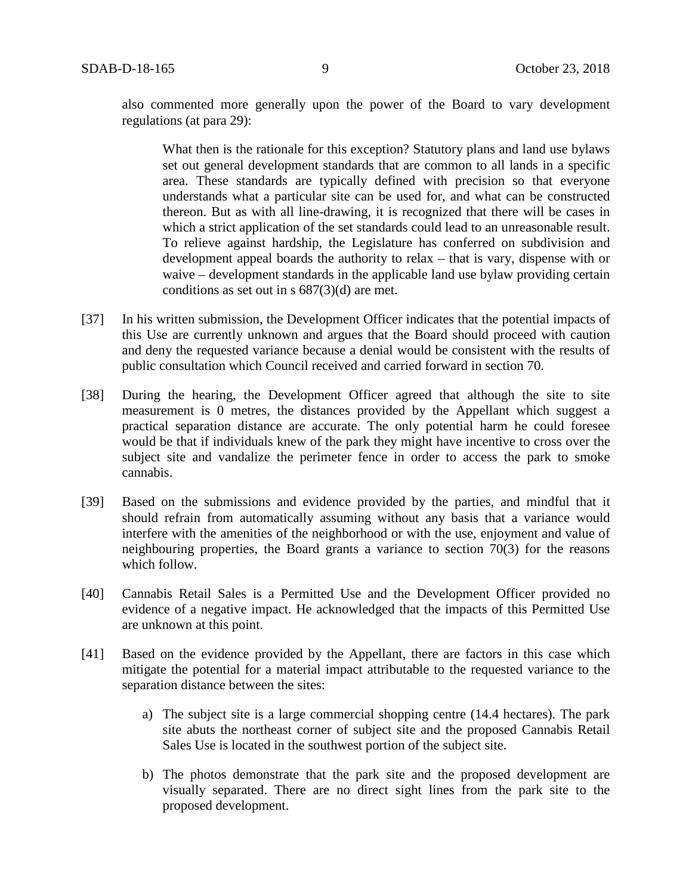also commented more generally upon the power of the Board to vary development regulations (at para 29):

> What then is the rationale for this exception? Statutory plans and land use bylaws set out general development standards that are common to all lands in a specific area. These standards are typically defined with precision so that everyone understands what a particular site can be used for, and what can be constructed thereon. But as with all line-drawing, it is recognized that there will be cases in which a strict application of the set standards could lead to an unreasonable result. To relieve against hardship, the Legislature has conferred on subdivision and development appeal boards the authority to relax – that is vary, dispense with or waive – development standards in the applicable land use bylaw providing certain conditions as set out in s 687(3)(d) are met.

[37] In his written submission, the Development Officer indicates that the potential impacts of this Use are currently unknown and argues that the Board should proceed with caution and deny the requested variance because a denial would be consistent with the results of public consultation which Council received and carried forward in section 70.

[38] During the hearing, the Development Officer agreed that although the site to site measurement is 0 metres, the distances provided by the Appellant which suggest a practical separation distance are accurate. The only potential harm he could foresee would be that if individuals knew of the park they might have incentive to cross over the subject site and vandalize the perimeter fence in order to access the park to smoke cannabis.

[39] Based on the submissions and evidence provided by the parties, and mindful that it should refrain from automatically assuming without any basis that a variance would interfere with the amenities of the neighborhood or with the use, enjoyment and value of neighbouring properties, the Board grants a variance to section 70(3) for the reasons which follow.

[40] Cannabis Retail Sales is a Permitted Use and the Development Officer provided no evidence of a negative impact. He acknowledged that the impacts of this Permitted Use are unknown at this point.

[41] Based on the evidence provided by the Appellant, there are factors in this case which mitigate the potential for a material impact attributable to the requested variance to the separation distance between the sites:

a) The subject site is a large commercial shopping centre (14.4 hectares). The park site abuts the northeast corner of subject site and the proposed Cannabis Retail Sales Use is located in the southwest portion of the subject site.

b) The photos demonstrate that the park site and the proposed development are visually separated. There are no direct sight lines from the park site to the proposed development.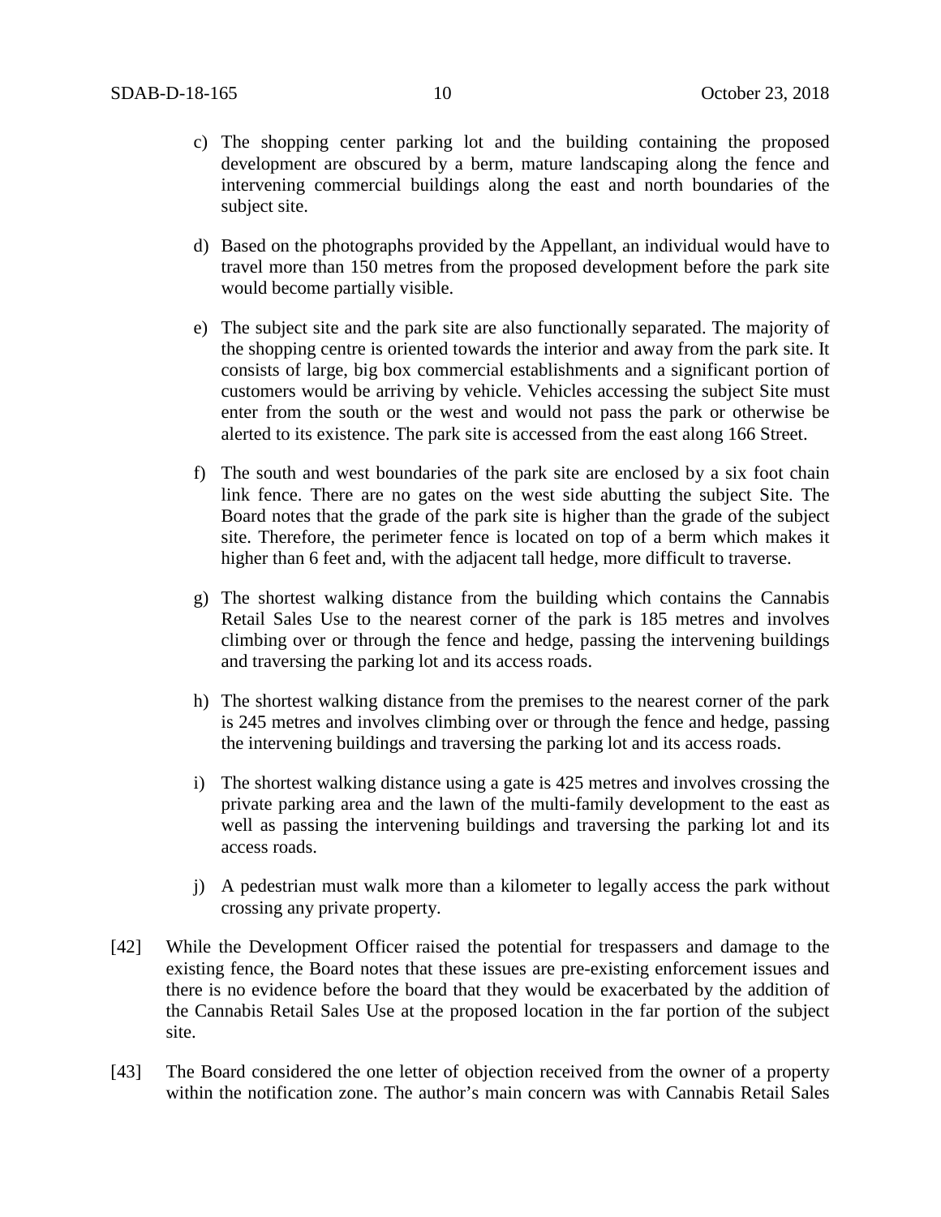c) The shopping center parking lot and the building containing the proposed development are obscured by a berm, mature landscaping along the fence and intervening commercial buildings along the east and north boundaries of the subject site.

d) Based on the photographs provided by the Appellant, an individual would have to travel more than 150 metres from the proposed development before the park site would become partially visible.

e) The subject site and the park site are also functionally separated. The majority of the shopping centre is oriented towards the interior and away from the park site. It consists of large, big box commercial establishments and a significant portion of customers would be arriving by vehicle. Vehicles accessing the subject Site must enter from the south or the west and would not pass the park or otherwise be alerted to its existence. The park site is accessed from the east along 166 Street.

f) The south and west boundaries of the park site are enclosed by a six foot chain link fence. There are no gates on the west side abutting the subject Site. The Board notes that the grade of the park site is higher than the grade of the subject site. Therefore, the perimeter fence is located on top of a berm which makes it higher than 6 feet and, with the adjacent tall hedge, more difficult to traverse.

g) The shortest walking distance from the building which contains the Cannabis Retail Sales Use to the nearest corner of the park is 185 metres and involves climbing over or through the fence and hedge, passing the intervening buildings and traversing the parking lot and its access roads.

h) The shortest walking distance from the premises to the nearest corner of the park is 245 metres and involves climbing over or through the fence and hedge, passing the intervening buildings and traversing the parking lot and its access roads.

i) The shortest walking distance using a gate is 425 metres and involves crossing the private parking area and the lawn of the multi-family development to the east as well as passing the intervening buildings and traversing the parking lot and its access roads.

j) A pedestrian must walk more than a kilometer to legally access the park without crossing any private property.

[42] While the Development Officer raised the potential for trespassers and damage to the existing fence, the Board notes that these issues are pre-existing enforcement issues and there is no evidence before the board that they would be exacerbated by the addition of the Cannabis Retail Sales Use at the proposed location in the far portion of the subject site.

[43] The Board considered the one letter of objection received from the owner of a property within the notification zone. The author's main concern was with Cannabis Retail Sales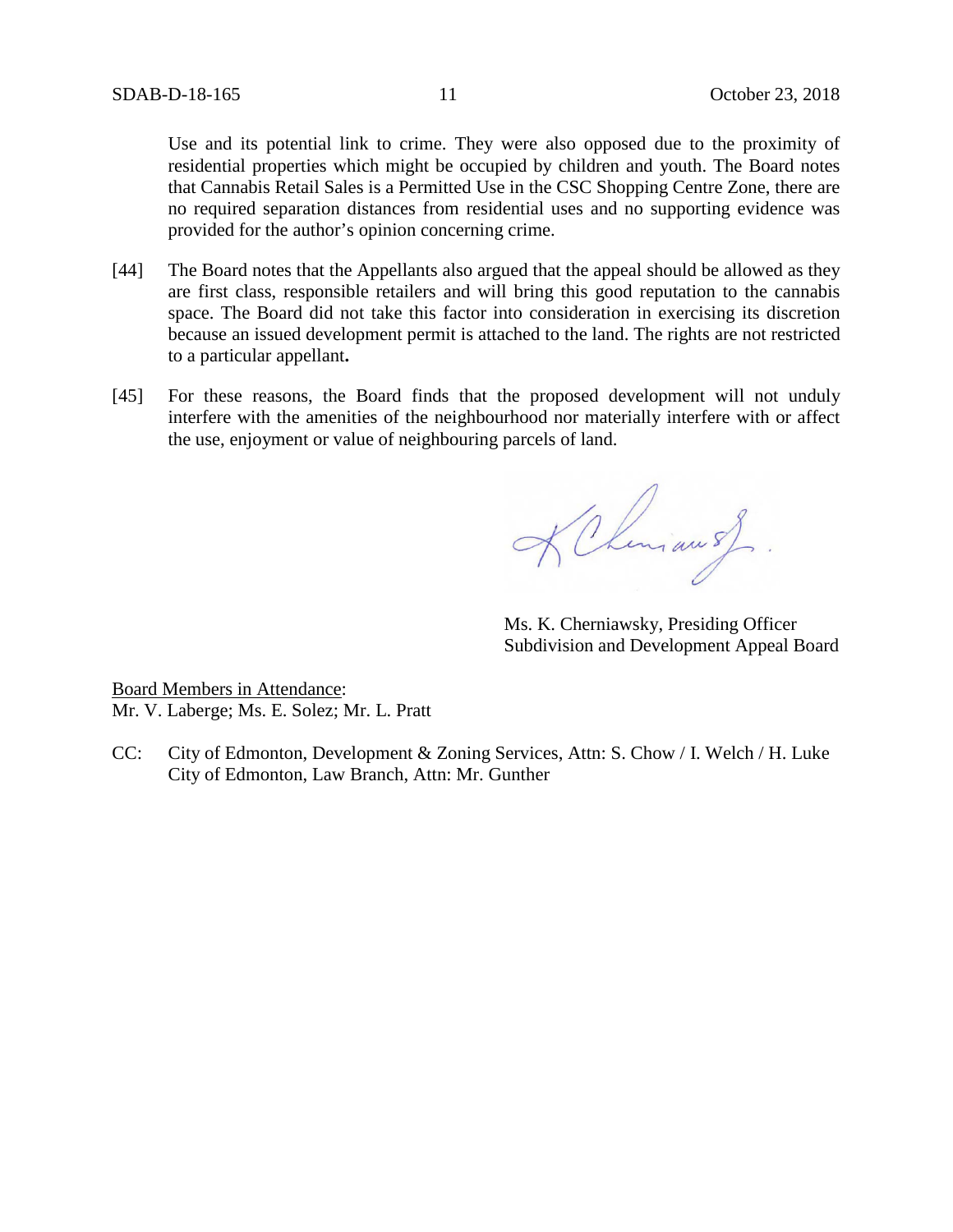Use and its potential link to crime. They were also opposed due to the proximity of residential properties which might be occupied by children and youth. The Board notes that Cannabis Retail Sales is a Permitted Use in the CSC Shopping Centre Zone, there are no required separation distances from residential uses and no supporting evidence was provided for the author's opinion concerning crime.

[44] The Board notes that the Appellants also argued that the appeal should be allowed as they are first class, responsible retailers and will bring this good reputation to the cannabis space. The Board did not take this factor into consideration in exercising its discretion because an issued development permit is attached to the land. The rights are not restricted to a particular appellant**.**

[45] For these reasons, the Board finds that the proposed development will not unduly interfere with the amenities of the neighbourhood nor materially interfere with or affect the use, enjoyment or value of neighbouring parcels of land.

Ms. K. Cherniawsky, Presiding Officer
Subdivision and Development Appeal Board

<u>Board Members in Attendance</u>:
Mr. V. Laberge; Ms. E. Solez; Mr. L. Pratt

CC: City of Edmonton, Development & Zoning Services, Attn: S. Chow / I. Welch / H. Luke
City of Edmonton, Law Branch, Attn: Mr. Gunther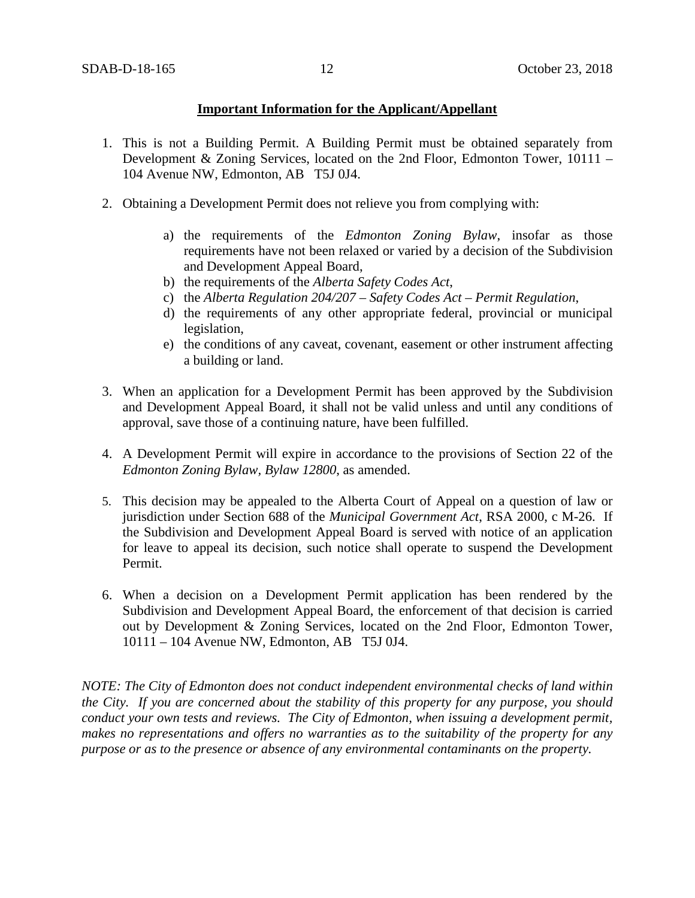**Important Information for the Applicant/Appellant**

1. This is not a Building Permit. A Building Permit must be obtained separately from Development & Zoning Services, located on the 2nd Floor, Edmonton Tower, 10111 – 104 Avenue NW, Edmonton, AB T5J 0J4.

2. Obtaining a Development Permit does not relieve you from complying with:

    a) the requirements of the *Edmonton Zoning Bylaw*, insofar as those requirements have not been relaxed or varied by a decision of the Subdivision and Development Appeal Board,
    b) the requirements of the *Alberta Safety Codes Act*,
    c) the *Alberta Regulation 204/207 – Safety Codes Act – Permit Regulation*,
    d) the requirements of any other appropriate federal, provincial or municipal legislation,
    e) the conditions of any caveat, covenant, easement or other instrument affecting a building or land.

3. When an application for a Development Permit has been approved by the Subdivision and Development Appeal Board, it shall not be valid unless and until any conditions of approval, save those of a continuing nature, have been fulfilled.

4. A Development Permit will expire in accordance to the provisions of Section 22 of the *Edmonton Zoning Bylaw, Bylaw 12800*, as amended.

5. This decision may be appealed to the Alberta Court of Appeal on a question of law or jurisdiction under Section 688 of the *Municipal Government Act*, RSA 2000, c M-26. If the Subdivision and Development Appeal Board is served with notice of an application for leave to appeal its decision, such notice shall operate to suspend the Development Permit.

6. When a decision on a Development Permit application has been rendered by the Subdivision and Development Appeal Board, the enforcement of that decision is carried out by Development & Zoning Services, located on the 2nd Floor, Edmonton Tower, 10111 – 104 Avenue NW, Edmonton, AB T5J 0J4.

*NOTE: The City of Edmonton does not conduct independent environmental checks of land within the City. If you are concerned about the stability of this property for any purpose, you should conduct your own tests and reviews. The City of Edmonton, when issuing a development permit, makes no representations and offers no warranties as to the suitability of the property for any purpose or as to the presence or absence of any environmental contaminants on the property.*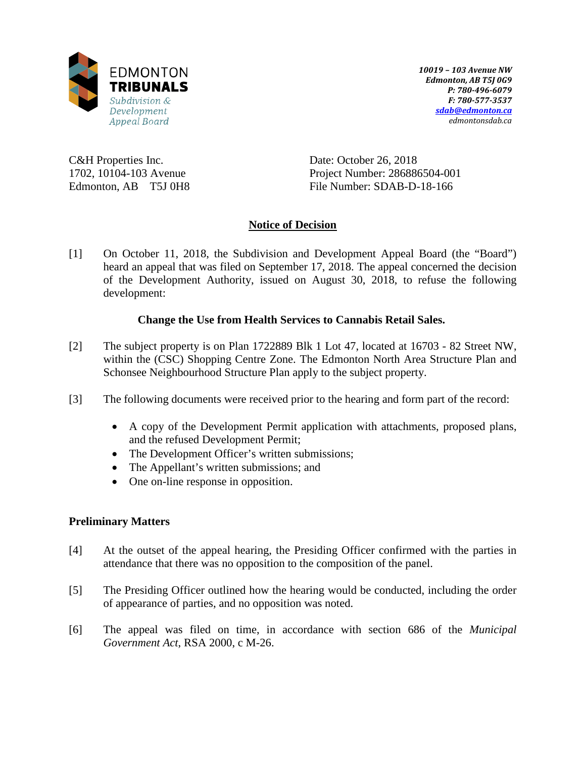EDMONTON
**TRIBUNALS**
*Subdivision & Development Appeal Board*

***10019 – 103 Avenue NW***
***Edmonton, AB T5J 0G9***
***P: 780-496-6079***
***F: 780-577-3537***
***sdab@edmonton.ca***
*edmontonsdab.ca*

C&H Properties Inc.
1702, 10104-103 Avenue
Edmonton, AB T5J 0H8

Date: October 26, 2018
Project Number: 286886504-001
File Number: SDAB-D-18-166

## Notice of Decision

[1] On October 11, 2018, the Subdivision and Development Appeal Board (the "Board") heard an appeal that was filed on September 17, 2018. The appeal concerned the decision of the Development Authority, issued on August 30, 2018, to refuse the following development:

**Change the Use from Health Services to Cannabis Retail Sales.**

[2] The subject property is on Plan 1722889 Blk 1 Lot 47, located at 16703 - 82 Street NW, within the (CSC) Shopping Centre Zone. The Edmonton North Area Structure Plan and Schonsee Neighbourhood Structure Plan apply to the subject property.

[3] The following documents were received prior to the hearing and form part of the record:

- A copy of the Development Permit application with attachments, proposed plans, and the refused Development Permit;
- The Development Officer's written submissions;
- The Appellant's written submissions; and
- One on-line response in opposition.

### Preliminary Matters

[4] At the outset of the appeal hearing, the Presiding Officer confirmed with the parties in attendance that there was no opposition to the composition of the panel.

[5] The Presiding Officer outlined how the hearing would be conducted, including the order of appearance of parties, and no opposition was noted.

[6] The appeal was filed on time, in accordance with section 686 of the *Municipal Government Act*, RSA 2000, c M-26.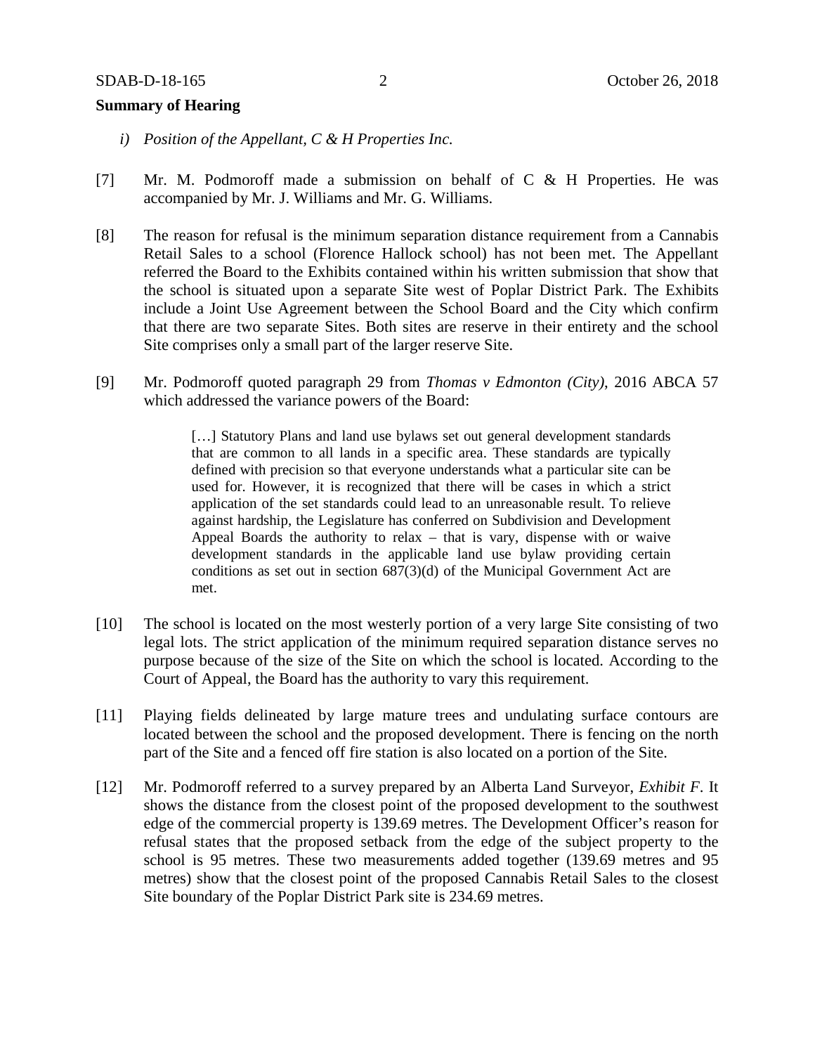**Summary of Hearing**

*i) Position of the Appellant, C & H Properties Inc.*

[7] Mr. M. Podmoroff made a submission on behalf of C & H Properties. He was accompanied by Mr. J. Williams and Mr. G. Williams.

[8] The reason for refusal is the minimum separation distance requirement from a Cannabis Retail Sales to a school (Florence Hallock school) has not been met. The Appellant referred the Board to the Exhibits contained within his written submission that show that the school is situated upon a separate Site west of Poplar District Park. The Exhibits include a Joint Use Agreement between the School Board and the City which confirm that there are two separate Sites. Both sites are reserve in their entirety and the school Site comprises only a small part of the larger reserve Site.

[9] Mr. Podmoroff quoted paragraph 29 from *Thomas v Edmonton (City)*, 2016 ABCA 57 which addressed the variance powers of the Board:

> […] Statutory Plans and land use bylaws set out general development standards that are common to all lands in a specific area. These standards are typically defined with precision so that everyone understands what a particular site can be used for. However, it is recognized that there will be cases in which a strict application of the set standards could lead to an unreasonable result. To relieve against hardship, the Legislature has conferred on Subdivision and Development Appeal Boards the authority to relax – that is vary, dispense with or waive development standards in the applicable land use bylaw providing certain conditions as set out in section 687(3)(d) of the Municipal Government Act are met.

[10] The school is located on the most westerly portion of a very large Site consisting of two legal lots. The strict application of the minimum required separation distance serves no purpose because of the size of the Site on which the school is located. According to the Court of Appeal, the Board has the authority to vary this requirement.

[11] Playing fields delineated by large mature trees and undulating surface contours are located between the school and the proposed development. There is fencing on the north part of the Site and a fenced off fire station is also located on a portion of the Site.

[12] Mr. Podmoroff referred to a survey prepared by an Alberta Land Surveyor, *Exhibit F*. It shows the distance from the closest point of the proposed development to the southwest edge of the commercial property is 139.69 metres. The Development Officer's reason for refusal states that the proposed setback from the edge of the subject property to the school is 95 metres. These two measurements added together (139.69 metres and 95 metres) show that the closest point of the proposed Cannabis Retail Sales to the closest Site boundary of the Poplar District Park site is 234.69 metres.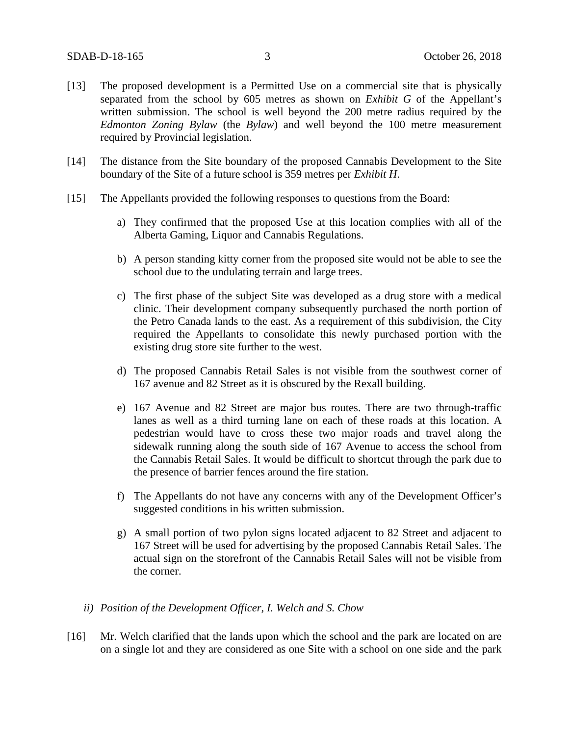[13] The proposed development is a Permitted Use on a commercial site that is physically separated from the school by 605 metres as shown on *Exhibit G* of the Appellant's written submission. The school is well beyond the 200 metre radius required by the *Edmonton Zoning Bylaw* (the *Bylaw*) and well beyond the 100 metre measurement required by Provincial legislation.

[14] The distance from the Site boundary of the proposed Cannabis Development to the Site boundary of the Site of a future school is 359 metres per *Exhibit H*.

[15] The Appellants provided the following responses to questions from the Board:

a) They confirmed that the proposed Use at this location complies with all of the Alberta Gaming, Liquor and Cannabis Regulations.

b) A person standing kitty corner from the proposed site would not be able to see the school due to the undulating terrain and large trees.

c) The first phase of the subject Site was developed as a drug store with a medical clinic. Their development company subsequently purchased the north portion of the Petro Canada lands to the east. As a requirement of this subdivision, the City required the Appellants to consolidate this newly purchased portion with the existing drug store site further to the west.

d) The proposed Cannabis Retail Sales is not visible from the southwest corner of 167 avenue and 82 Street as it is obscured by the Rexall building.

e) 167 Avenue and 82 Street are major bus routes. There are two through-traffic lanes as well as a third turning lane on each of these roads at this location. A pedestrian would have to cross these two major roads and travel along the sidewalk running along the south side of 167 Avenue to access the school from the Cannabis Retail Sales. It would be difficult to shortcut through the park due to the presence of barrier fences around the fire station.

f) The Appellants do not have any concerns with any of the Development Officer's suggested conditions in his written submission.

g) A small portion of two pylon signs located adjacent to 82 Street and adjacent to 167 Street will be used for advertising by the proposed Cannabis Retail Sales. The actual sign on the storefront of the Cannabis Retail Sales will not be visible from the corner.

*ii) Position of the Development Officer, I. Welch and S. Chow*

[16] Mr. Welch clarified that the lands upon which the school and the park are located on are on a single lot and they are considered as one Site with a school on one side and the park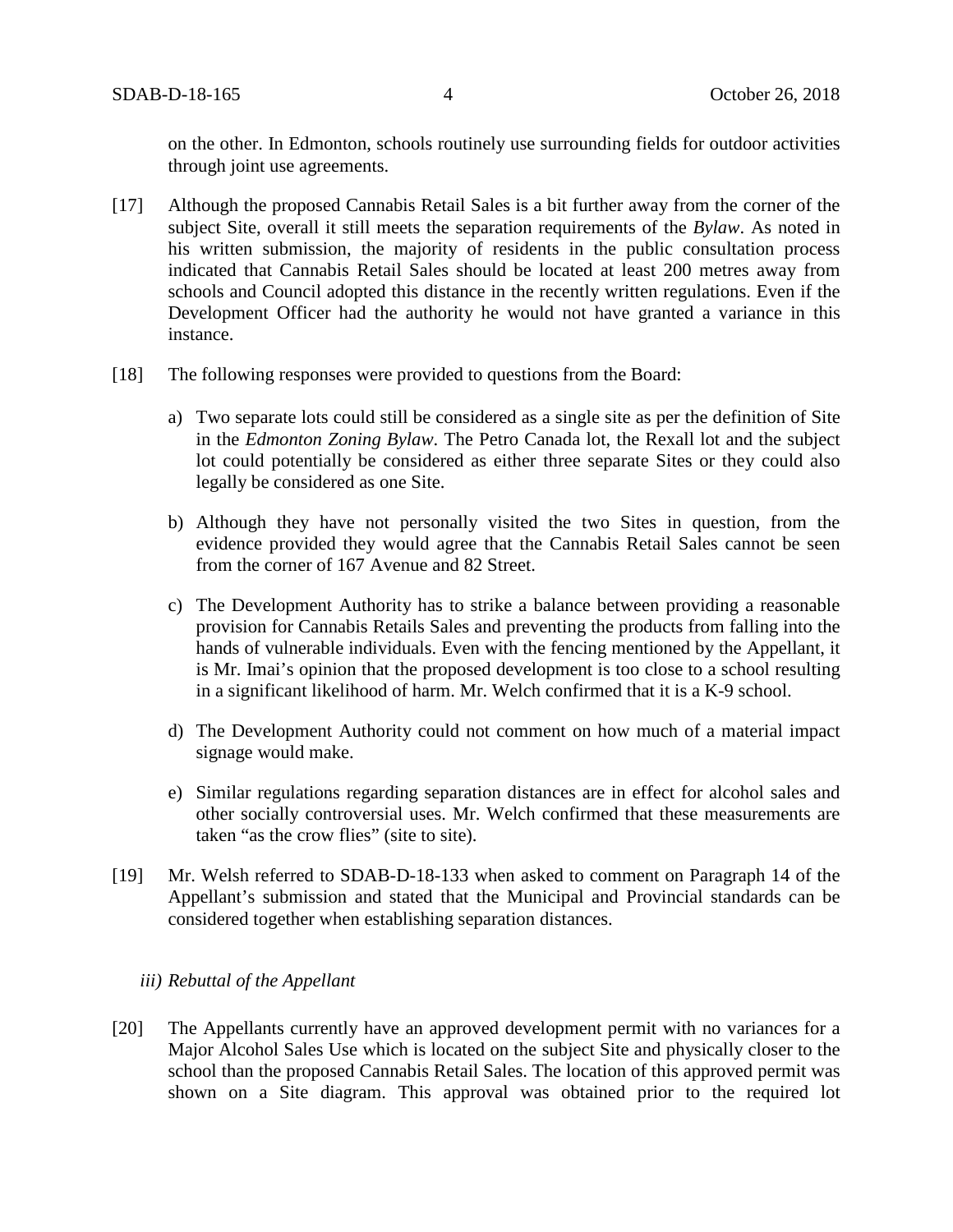on the other. In Edmonton, schools routinely use surrounding fields for outdoor activities through joint use agreements.

[17] Although the proposed Cannabis Retail Sales is a bit further away from the corner of the subject Site, overall it still meets the separation requirements of the *Bylaw*. As noted in his written submission, the majority of residents in the public consultation process indicated that Cannabis Retail Sales should be located at least 200 metres away from schools and Council adopted this distance in the recently written regulations. Even if the Development Officer had the authority he would not have granted a variance in this instance.

[18] The following responses were provided to questions from the Board:

a) Two separate lots could still be considered as a single site as per the definition of Site in the *Edmonton Zoning Bylaw*. The Petro Canada lot, the Rexall lot and the subject lot could potentially be considered as either three separate Sites or they could also legally be considered as one Site.

b) Although they have not personally visited the two Sites in question, from the evidence provided they would agree that the Cannabis Retail Sales cannot be seen from the corner of 167 Avenue and 82 Street.

c) The Development Authority has to strike a balance between providing a reasonable provision for Cannabis Retails Sales and preventing the products from falling into the hands of vulnerable individuals. Even with the fencing mentioned by the Appellant, it is Mr. Imai's opinion that the proposed development is too close to a school resulting in a significant likelihood of harm. Mr. Welch confirmed that it is a K-9 school.

d) The Development Authority could not comment on how much of a material impact signage would make.

e) Similar regulations regarding separation distances are in effect for alcohol sales and other socially controversial uses. Mr. Welch confirmed that these measurements are taken "as the crow flies" (site to site).

[19] Mr. Welsh referred to SDAB-D-18-133 when asked to comment on Paragraph 14 of the Appellant's submission and stated that the Municipal and Provincial standards can be considered together when establishing separation distances.

*iii) Rebuttal of the Appellant*

[20] The Appellants currently have an approved development permit with no variances for a Major Alcohol Sales Use which is located on the subject Site and physically closer to the school than the proposed Cannabis Retail Sales. The location of this approved permit was shown on a Site diagram. This approval was obtained prior to the required lot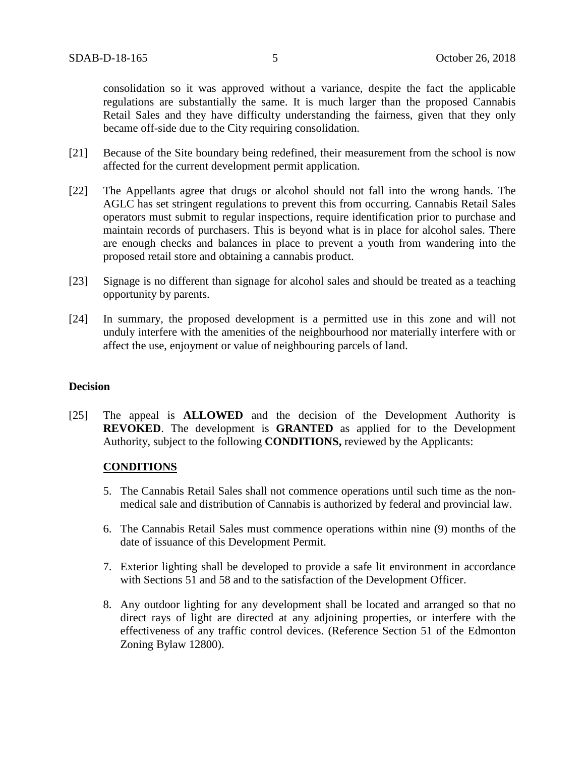consolidation so it was approved without a variance, despite the fact the applicable regulations are substantially the same. It is much larger than the proposed Cannabis Retail Sales and they have difficulty understanding the fairness, given that they only became off-side due to the City requiring consolidation.

[21] Because of the Site boundary being redefined, their measurement from the school is now affected for the current development permit application.

[22] The Appellants agree that drugs or alcohol should not fall into the wrong hands. The AGLC has set stringent regulations to prevent this from occurring. Cannabis Retail Sales operators must submit to regular inspections, require identification prior to purchase and maintain records of purchasers. This is beyond what is in place for alcohol sales. There are enough checks and balances in place to prevent a youth from wandering into the proposed retail store and obtaining a cannabis product.

[23] Signage is no different than signage for alcohol sales and should be treated as a teaching opportunity by parents.

[24] In summary, the proposed development is a permitted use in this zone and will not unduly interfere with the amenities of the neighbourhood nor materially interfere with or affect the use, enjoyment or value of neighbouring parcels of land.

### Decision

[25] The appeal is **ALLOWED** and the decision of the Development Authority is **REVOKED**. The development is **GRANTED** as applied for to the Development Authority, subject to the following **CONDITIONS,** reviewed by the Applicants:

**CONDITIONS**

5. The Cannabis Retail Sales shall not commence operations until such time as the non-medical sale and distribution of Cannabis is authorized by federal and provincial law.
6. The Cannabis Retail Sales must commence operations within nine (9) months of the date of issuance of this Development Permit.
7. Exterior lighting shall be developed to provide a safe lit environment in accordance with Sections 51 and 58 and to the satisfaction of the Development Officer.
8. Any outdoor lighting for any development shall be located and arranged so that no direct rays of light are directed at any adjoining properties, or interfere with the effectiveness of any traffic control devices. (Reference Section 51 of the Edmonton Zoning Bylaw 12800).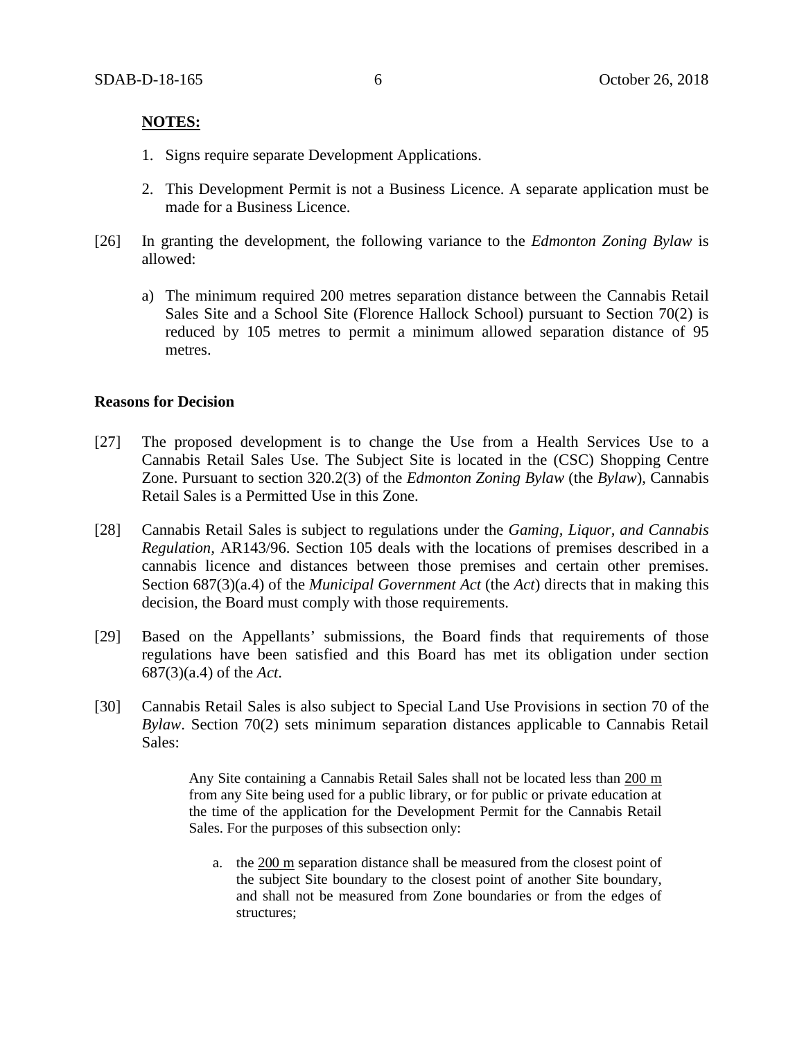**NOTES:**

1. Signs require separate Development Applications.

2. This Development Permit is not a Business Licence. A separate application must be made for a Business Licence.

[26] In granting the development, the following variance to the *Edmonton Zoning Bylaw* is allowed:

a) The minimum required 200 metres separation distance between the Cannabis Retail Sales Site and a School Site (Florence Hallock School) pursuant to Section 70(2) is reduced by 105 metres to permit a minimum allowed separation distance of 95 metres.

**Reasons for Decision**

[27] The proposed development is to change the Use from a Health Services Use to a Cannabis Retail Sales Use. The Subject Site is located in the (CSC) Shopping Centre Zone. Pursuant to section 320.2(3) of the *Edmonton Zoning Bylaw* (the *Bylaw*), Cannabis Retail Sales is a Permitted Use in this Zone.

[28] Cannabis Retail Sales is subject to regulations under the *Gaming, Liquor, and Cannabis Regulation*, AR143/96. Section 105 deals with the locations of premises described in a cannabis licence and distances between those premises and certain other premises. Section 687(3)(a.4) of the *Municipal Government Act* (the *Act*) directs that in making this decision, the Board must comply with those requirements.

[29] Based on the Appellants' submissions, the Board finds that requirements of those regulations have been satisfied and this Board has met its obligation under section 687(3)(a.4) of the *Act*.

[30] Cannabis Retail Sales is also subject to Special Land Use Provisions in section 70 of the *Bylaw*. Section 70(2) sets minimum separation distances applicable to Cannabis Retail Sales:

> Any Site containing a Cannabis Retail Sales shall not be located less than <u>200 m</u> from any Site being used for a public library, or for public or private education at the time of the application for the Development Permit for the Cannabis Retail Sales. For the purposes of this subsection only:
>
> a. the <u>200 m</u> separation distance shall be measured from the closest point of the subject Site boundary to the closest point of another Site boundary, and shall not be measured from Zone boundaries or from the edges of structures;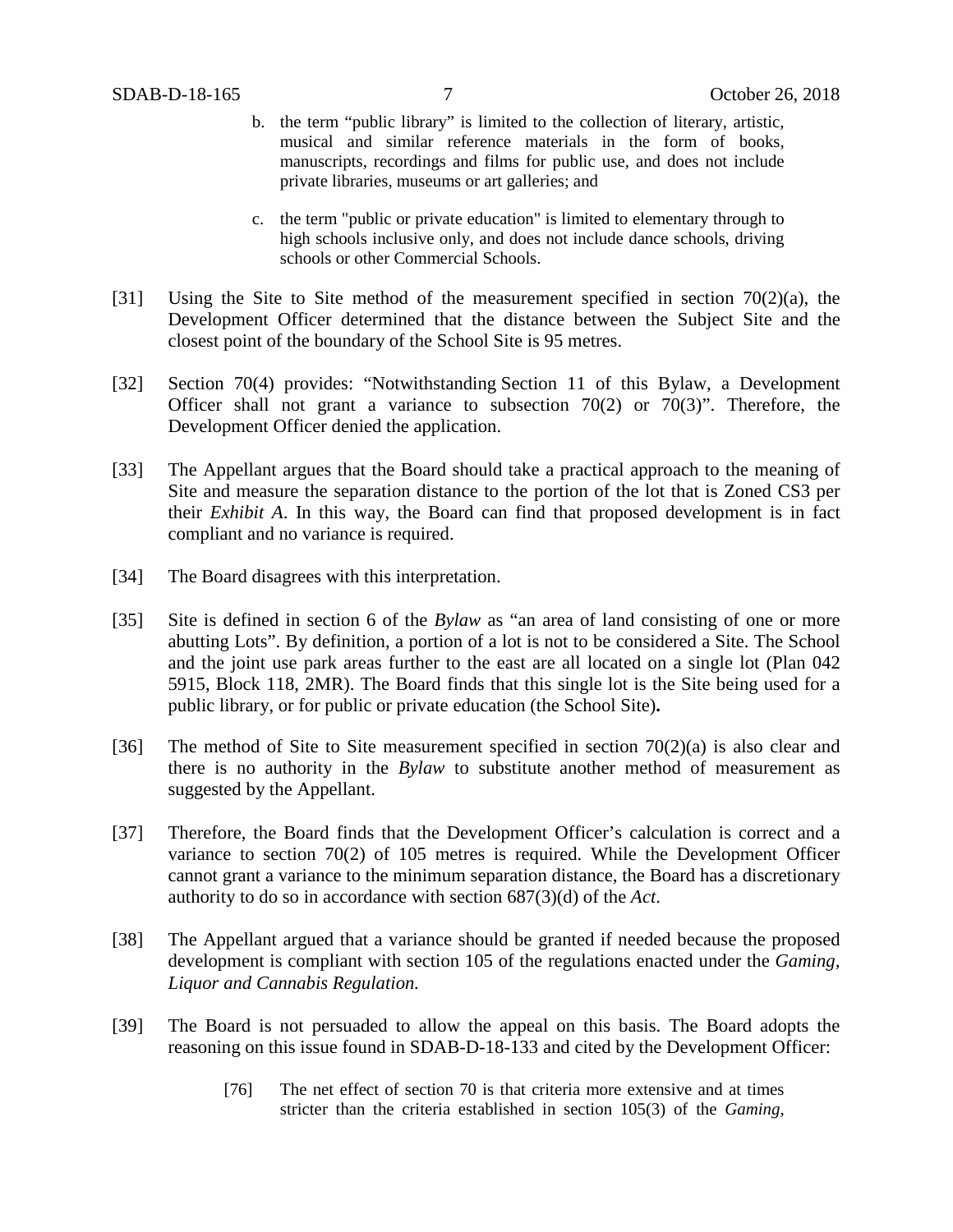b. the term "public library" is limited to the collection of literary, artistic, musical and similar reference materials in the form of books, manuscripts, recordings and films for public use, and does not include private libraries, museums or art galleries; and

c. the term "public or private education" is limited to elementary through to high schools inclusive only, and does not include dance schools, driving schools or other Commercial Schools.

[31] Using the Site to Site method of the measurement specified in section 70(2)(a), the Development Officer determined that the distance between the Subject Site and the closest point of the boundary of the School Site is 95 metres.

[32] Section 70(4) provides: "Notwithstanding Section 11 of this Bylaw, a Development Officer shall not grant a variance to subsection 70(2) or 70(3)". Therefore, the Development Officer denied the application.

[33] The Appellant argues that the Board should take a practical approach to the meaning of Site and measure the separation distance to the portion of the lot that is Zoned CS3 per their *Exhibit A*. In this way, the Board can find that proposed development is in fact compliant and no variance is required.

[34] The Board disagrees with this interpretation.

[35] Site is defined in section 6 of the *Bylaw* as "an area of land consisting of one or more abutting Lots". By definition, a portion of a lot is not to be considered a Site. The School and the joint use park areas further to the east are all located on a single lot (Plan 042 5915, Block 118, 2MR). The Board finds that this single lot is the Site being used for a public library, or for public or private education (the School Site)**.**

[36] The method of Site to Site measurement specified in section 70(2)(a) is also clear and there is no authority in the *Bylaw* to substitute another method of measurement as suggested by the Appellant.

[37] Therefore, the Board finds that the Development Officer's calculation is correct and a variance to section 70(2) of 105 metres is required. While the Development Officer cannot grant a variance to the minimum separation distance, the Board has a discretionary authority to do so in accordance with section 687(3)(d) of the *Act*.

[38] The Appellant argued that a variance should be granted if needed because the proposed development is compliant with section 105 of the regulations enacted under the *Gaming, Liquor and Cannabis Regulation.*

[39] The Board is not persuaded to allow the appeal on this basis. The Board adopts the reasoning on this issue found in SDAB-D-18-133 and cited by the Development Officer:

> [76] The net effect of section 70 is that criteria more extensive and at times stricter than the criteria established in section 105(3) of the *Gaming,*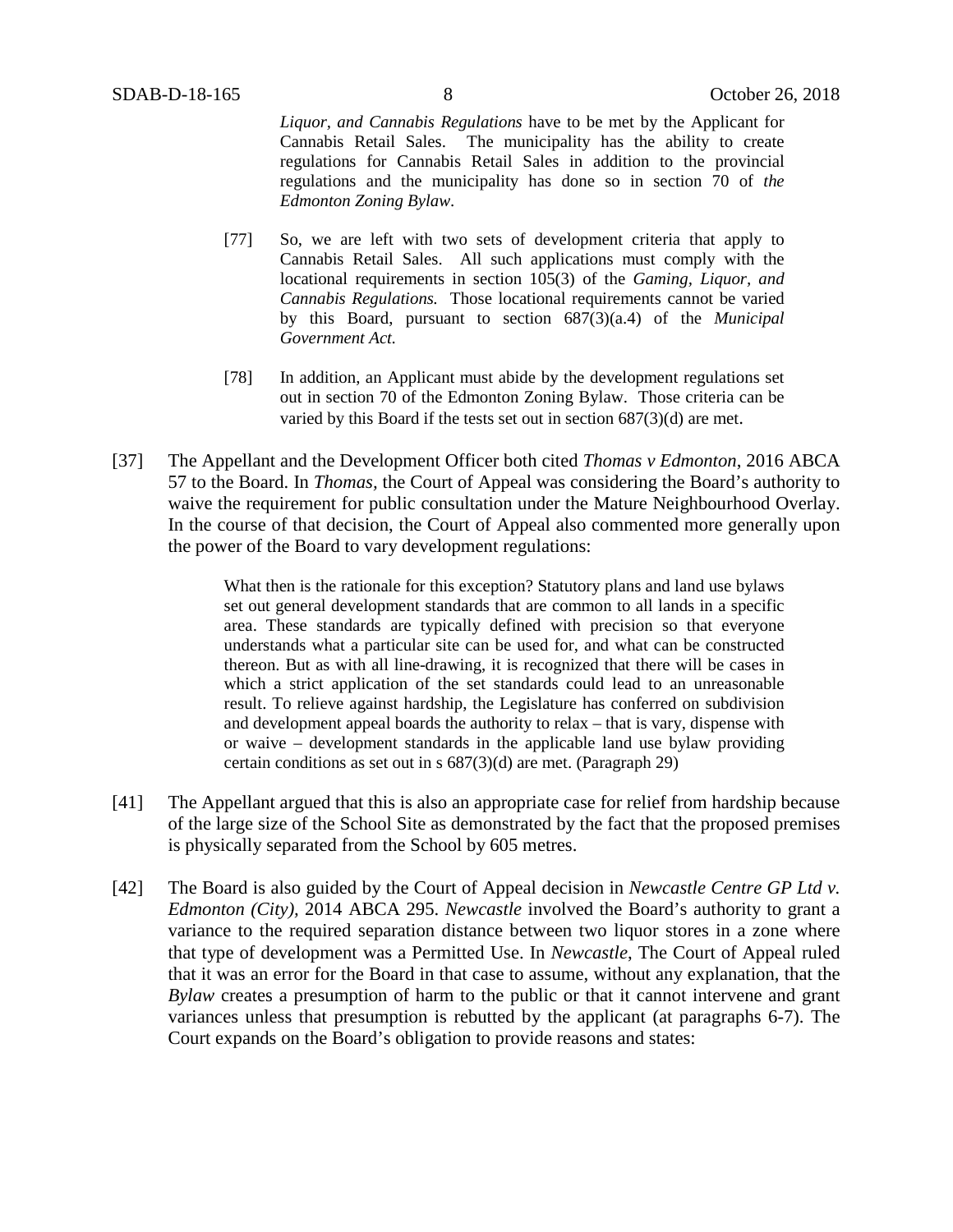> *Liquor, and Cannabis Regulations* have to be met by the Applicant for Cannabis Retail Sales. The municipality has the ability to create regulations for Cannabis Retail Sales in addition to the provincial regulations and the municipality has done so in section 70 of *the Edmonton Zoning Bylaw*.
>
> [77] So, we are left with two sets of development criteria that apply to Cannabis Retail Sales. All such applications must comply with the locational requirements in section 105(3) of the *Gaming, Liquor, and Cannabis Regulations.* Those locational requirements cannot be varied by this Board, pursuant to section 687(3)(a.4) of the *Municipal Government Act.*
>
> [78] In addition, an Applicant must abide by the development regulations set out in section 70 of the Edmonton Zoning Bylaw. Those criteria can be varied by this Board if the tests set out in section 687(3)(d) are met.

[37] The Appellant and the Development Officer both cited *Thomas v Edmonton*, 2016 ABCA 57 to the Board. In *Thomas*, the Court of Appeal was considering the Board's authority to waive the requirement for public consultation under the Mature Neighbourhood Overlay. In the course of that decision, the Court of Appeal also commented more generally upon the power of the Board to vary development regulations:

> What then is the rationale for this exception? Statutory plans and land use bylaws set out general development standards that are common to all lands in a specific area. These standards are typically defined with precision so that everyone understands what a particular site can be used for, and what can be constructed thereon. But as with all line-drawing, it is recognized that there will be cases in which a strict application of the set standards could lead to an unreasonable result. To relieve against hardship, the Legislature has conferred on subdivision and development appeal boards the authority to relax – that is vary, dispense with or waive – development standards in the applicable land use bylaw providing certain conditions as set out in s 687(3)(d) are met. (Paragraph 29)

[41] The Appellant argued that this is also an appropriate case for relief from hardship because of the large size of the School Site as demonstrated by the fact that the proposed premises is physically separated from the School by 605 metres.

[42] The Board is also guided by the Court of Appeal decision in *Newcastle Centre GP Ltd v. Edmonton (City)*, 2014 ABCA 295. *Newcastle* involved the Board's authority to grant a variance to the required separation distance between two liquor stores in a zone where that type of development was a Permitted Use. In *Newcastle*, The Court of Appeal ruled that it was an error for the Board in that case to assume, without any explanation, that the *Bylaw* creates a presumption of harm to the public or that it cannot intervene and grant variances unless that presumption is rebutted by the applicant (at paragraphs 6-7). The Court expands on the Board's obligation to provide reasons and states: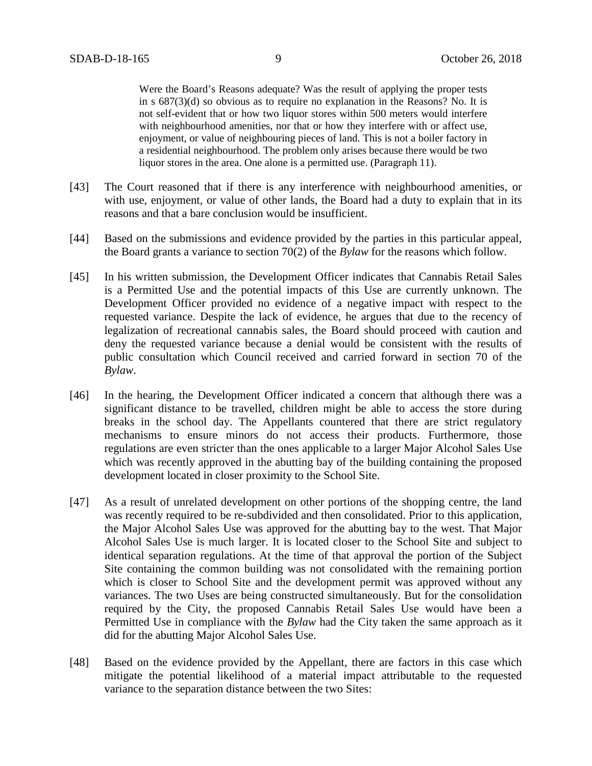> Were the Board's Reasons adequate? Was the result of applying the proper tests in s 687(3)(d) so obvious as to require no explanation in the Reasons? No. It is not self-evident that or how two liquor stores within 500 meters would interfere with neighbourhood amenities, nor that or how they interfere with or affect use, enjoyment, or value of neighbouring pieces of land. This is not a boiler factory in a residential neighbourhood. The problem only arises because there would be two liquor stores in the area. One alone is a permitted use. (Paragraph 11).

[43] The Court reasoned that if there is any interference with neighbourhood amenities, or with use, enjoyment, or value of other lands, the Board had a duty to explain that in its reasons and that a bare conclusion would be insufficient.

[44] Based on the submissions and evidence provided by the parties in this particular appeal, the Board grants a variance to section 70(2) of the *Bylaw* for the reasons which follow.

[45] In his written submission, the Development Officer indicates that Cannabis Retail Sales is a Permitted Use and the potential impacts of this Use are currently unknown. The Development Officer provided no evidence of a negative impact with respect to the requested variance. Despite the lack of evidence, he argues that due to the recency of legalization of recreational cannabis sales, the Board should proceed with caution and deny the requested variance because a denial would be consistent with the results of public consultation which Council received and carried forward in section 70 of the *Bylaw*.

[46] In the hearing, the Development Officer indicated a concern that although there was a significant distance to be travelled, children might be able to access the store during breaks in the school day. The Appellants countered that there are strict regulatory mechanisms to ensure minors do not access their products. Furthermore, those regulations are even stricter than the ones applicable to a larger Major Alcohol Sales Use which was recently approved in the abutting bay of the building containing the proposed development located in closer proximity to the School Site.

[47] As a result of unrelated development on other portions of the shopping centre, the land was recently required to be re-subdivided and then consolidated. Prior to this application, the Major Alcohol Sales Use was approved for the abutting bay to the west. That Major Alcohol Sales Use is much larger. It is located closer to the School Site and subject to identical separation regulations. At the time of that approval the portion of the Subject Site containing the common building was not consolidated with the remaining portion which is closer to School Site and the development permit was approved without any variances. The two Uses are being constructed simultaneously. But for the consolidation required by the City, the proposed Cannabis Retail Sales Use would have been a Permitted Use in compliance with the *Bylaw* had the City taken the same approach as it did for the abutting Major Alcohol Sales Use.

[48] Based on the evidence provided by the Appellant, there are factors in this case which mitigate the potential likelihood of a material impact attributable to the requested variance to the separation distance between the two Sites: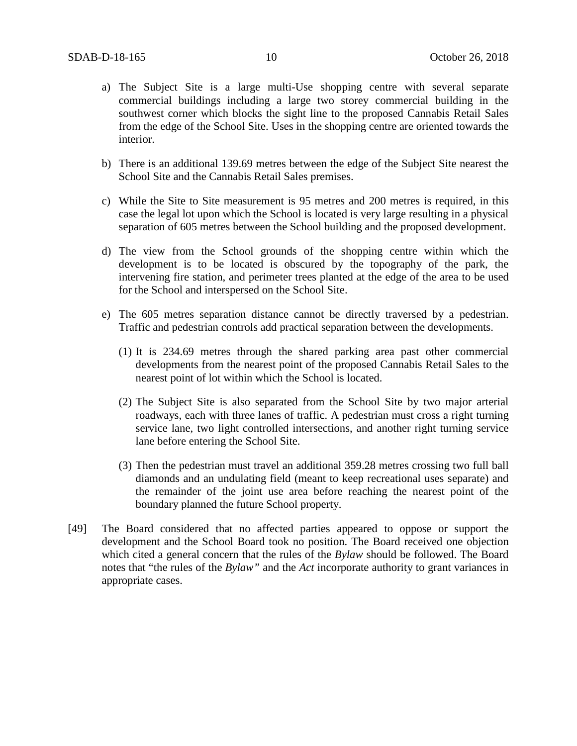a) The Subject Site is a large multi-Use shopping centre with several separate commercial buildings including a large two storey commercial building in the southwest corner which blocks the sight line to the proposed Cannabis Retail Sales from the edge of the School Site. Uses in the shopping centre are oriented towards the interior.

b) There is an additional 139.69 metres between the edge of the Subject Site nearest the School Site and the Cannabis Retail Sales premises.

c) While the Site to Site measurement is 95 metres and 200 metres is required, in this case the legal lot upon which the School is located is very large resulting in a physical separation of 605 metres between the School building and the proposed development.

d) The view from the School grounds of the shopping centre within which the development is to be located is obscured by the topography of the park, the intervening fire station, and perimeter trees planted at the edge of the area to be used for the School and interspersed on the School Site.

e) The 605 metres separation distance cannot be directly traversed by a pedestrian. Traffic and pedestrian controls add practical separation between the developments.

   (1) It is 234.69 metres through the shared parking area past other commercial developments from the nearest point of the proposed Cannabis Retail Sales to the nearest point of lot within which the School is located.

   (2) The Subject Site is also separated from the School Site by two major arterial roadways, each with three lanes of traffic. A pedestrian must cross a right turning service lane, two light controlled intersections, and another right turning service lane before entering the School Site.

   (3) Then the pedestrian must travel an additional 359.28 metres crossing two full ball diamonds and an undulating field (meant to keep recreational uses separate) and the remainder of the joint use area before reaching the nearest point of the boundary planned the future School property.

[49] The Board considered that no affected parties appeared to oppose or support the development and the School Board took no position. The Board received one objection which cited a general concern that the rules of the *Bylaw* should be followed. The Board notes that "the rules of the *Bylaw*" and the *Act* incorporate authority to grant variances in appropriate cases.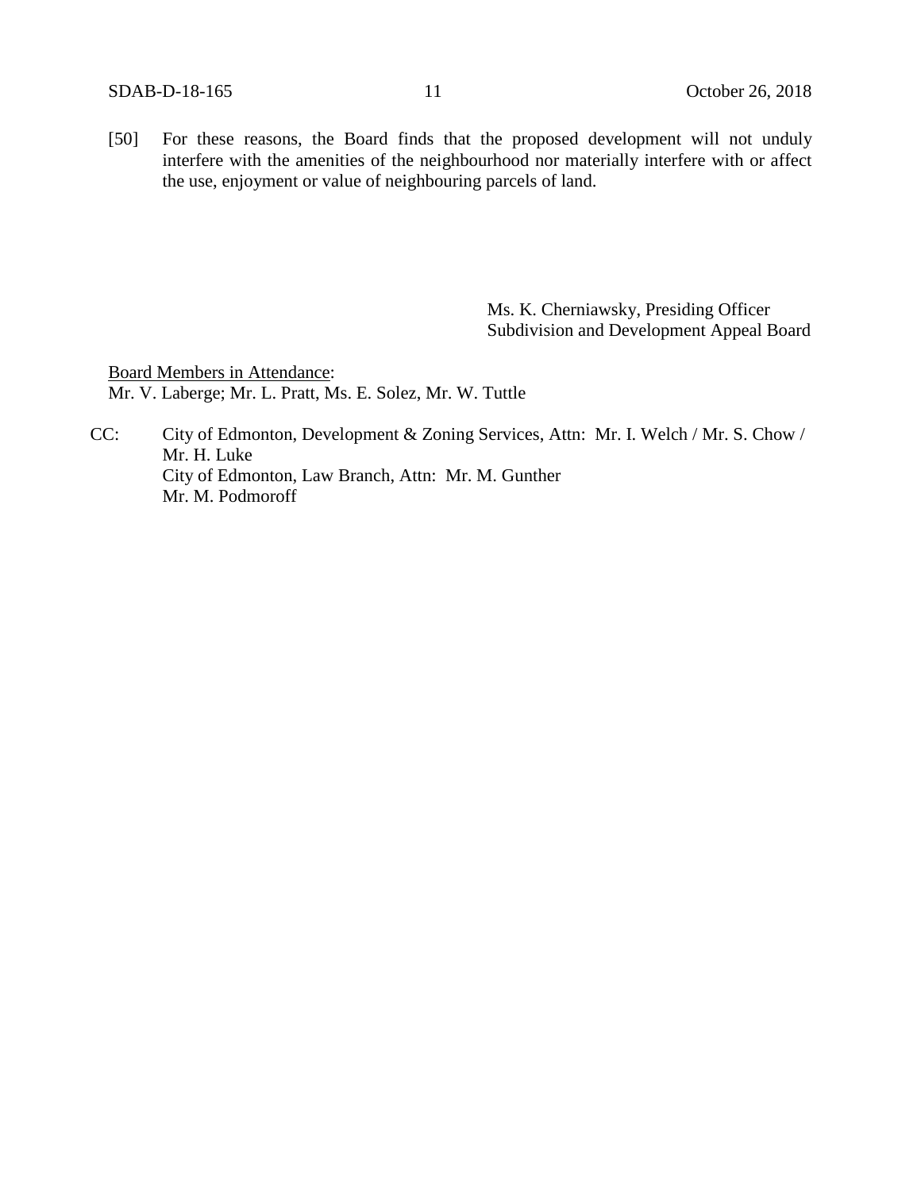[50] For these reasons, the Board finds that the proposed development will not unduly interfere with the amenities of the neighbourhood nor materially interfere with or affect the use, enjoyment or value of neighbouring parcels of land.

Ms. K. Cherniawsky, Presiding Officer
Subdivision and Development Appeal Board

Board Members in Attendance:
Mr. V. Laberge; Mr. L. Pratt, Ms. E. Solez, Mr. W. Tuttle

CC: City of Edmonton, Development & Zoning Services, Attn: Mr. I. Welch / Mr. S. Chow / Mr. H. Luke
City of Edmonton, Law Branch, Attn: Mr. M. Gunther
Mr. M. Podmoroff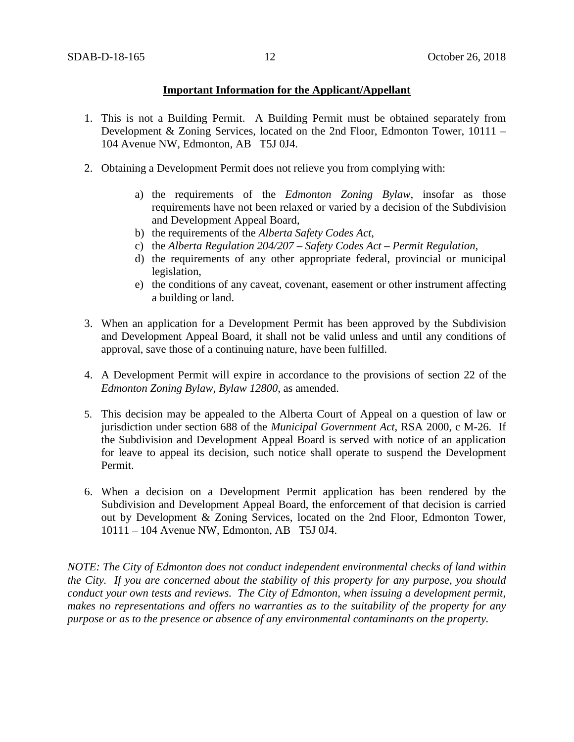**Important Information for the Applicant/Appellant**

1. This is not a Building Permit. A Building Permit must be obtained separately from Development & Zoning Services, located on the 2nd Floor, Edmonton Tower, 10111 – 104 Avenue NW, Edmonton, AB T5J 0J4.

2. Obtaining a Development Permit does not relieve you from complying with:

    a) the requirements of the *Edmonton Zoning Bylaw*, insofar as those requirements have not been relaxed or varied by a decision of the Subdivision and Development Appeal Board,
    b) the requirements of the *Alberta Safety Codes Act*,
    c) the *Alberta Regulation 204/207 – Safety Codes Act – Permit Regulation*,
    d) the requirements of any other appropriate federal, provincial or municipal legislation,
    e) the conditions of any caveat, covenant, easement or other instrument affecting a building or land.

3. When an application for a Development Permit has been approved by the Subdivision and Development Appeal Board, it shall not be valid unless and until any conditions of approval, save those of a continuing nature, have been fulfilled.

4. A Development Permit will expire in accordance to the provisions of section 22 of the *Edmonton Zoning Bylaw, Bylaw 12800*, as amended.

5. This decision may be appealed to the Alberta Court of Appeal on a question of law or jurisdiction under section 688 of the *Municipal Government Act*, RSA 2000, c M-26. If the Subdivision and Development Appeal Board is served with notice of an application for leave to appeal its decision, such notice shall operate to suspend the Development Permit.

6. When a decision on a Development Permit application has been rendered by the Subdivision and Development Appeal Board, the enforcement of that decision is carried out by Development & Zoning Services, located on the 2nd Floor, Edmonton Tower, 10111 – 104 Avenue NW, Edmonton, AB T5J 0J4.

*NOTE: The City of Edmonton does not conduct independent environmental checks of land within the City. If you are concerned about the stability of this property for any purpose, you should conduct your own tests and reviews. The City of Edmonton, when issuing a development permit, makes no representations and offers no warranties as to the suitability of the property for any purpose or as to the presence or absence of any environmental contaminants on the property.*